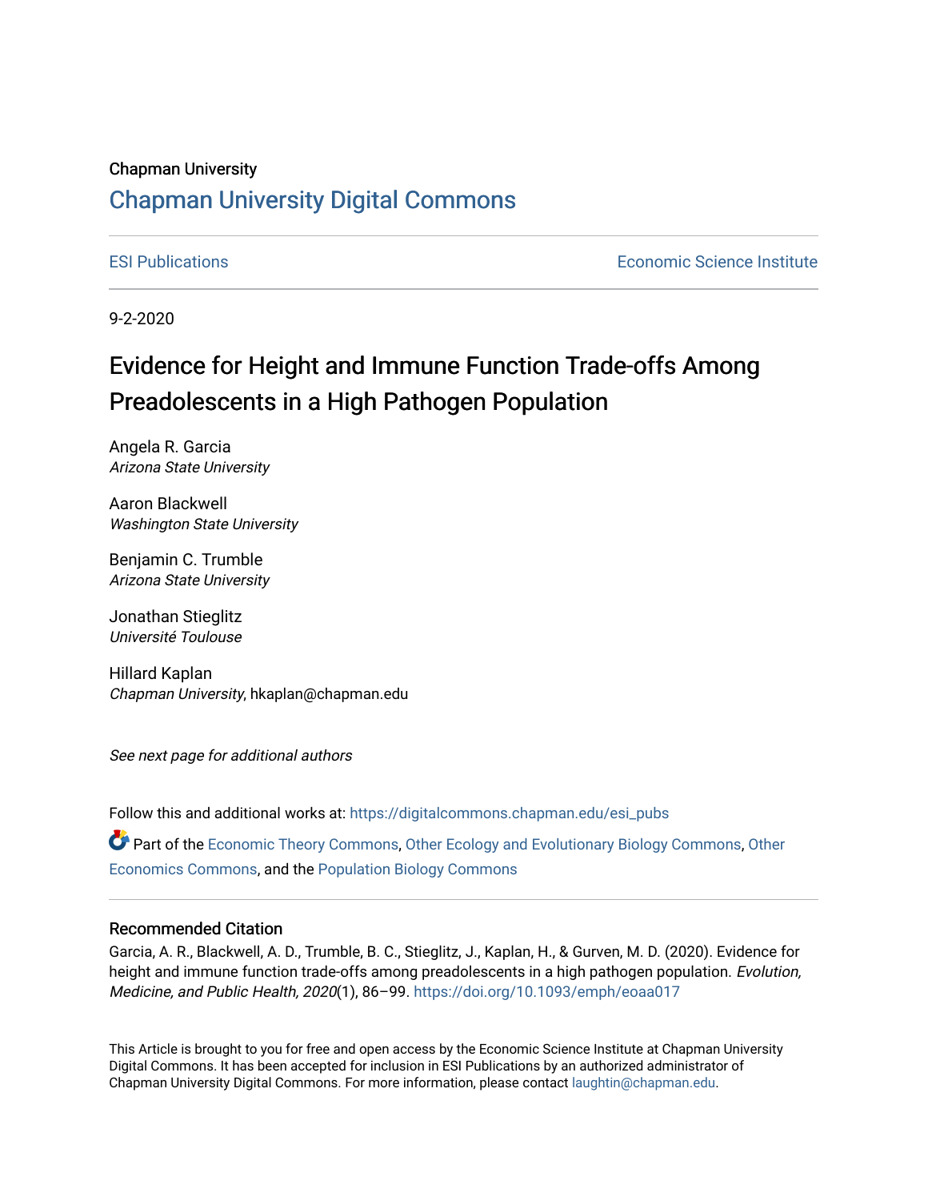Chapman University

# Chapman University Digital Commons

ESI Publications | Economic Science Institute

9-2-2020

# Evidence for Height and Immune Function Trade-offs Among Preadolescents in a High Pathogen Population

Angela R. Garcia
*Arizona State University*

Aaron Blackwell
*Washington State University*

Benjamin C. Trumble
*Arizona State University*

Jonathan Stieglitz
*Université Toulouse*

Hillard Kaplan
*Chapman University*, hkaplan@chapman.edu

*See next page for additional authors*

Follow this and additional works at: https://digitalcommons.chapman.edu/esi_pubs

Part of the Economic Theory Commons, Other Ecology and Evolutionary Biology Commons, Other Economics Commons, and the Population Biology Commons

## Recommended Citation

Garcia, A. R., Blackwell, A. D., Trumble, B. C., Stieglitz, J., Kaplan, H., & Gurven, M. D. (2020). Evidence for height and immune function trade-offs among preadolescents in a high pathogen population. *Evolution, Medicine, and Public Health, 2020*(1), 86–99. https://doi.org/10.1093/emph/eoaa017

This Article is brought to you for free and open access by the Economic Science Institute at Chapman University Digital Commons. It has been accepted for inclusion in ESI Publications by an authorized administrator of Chapman University Digital Commons. For more information, please contact laughtin@chapman.edu.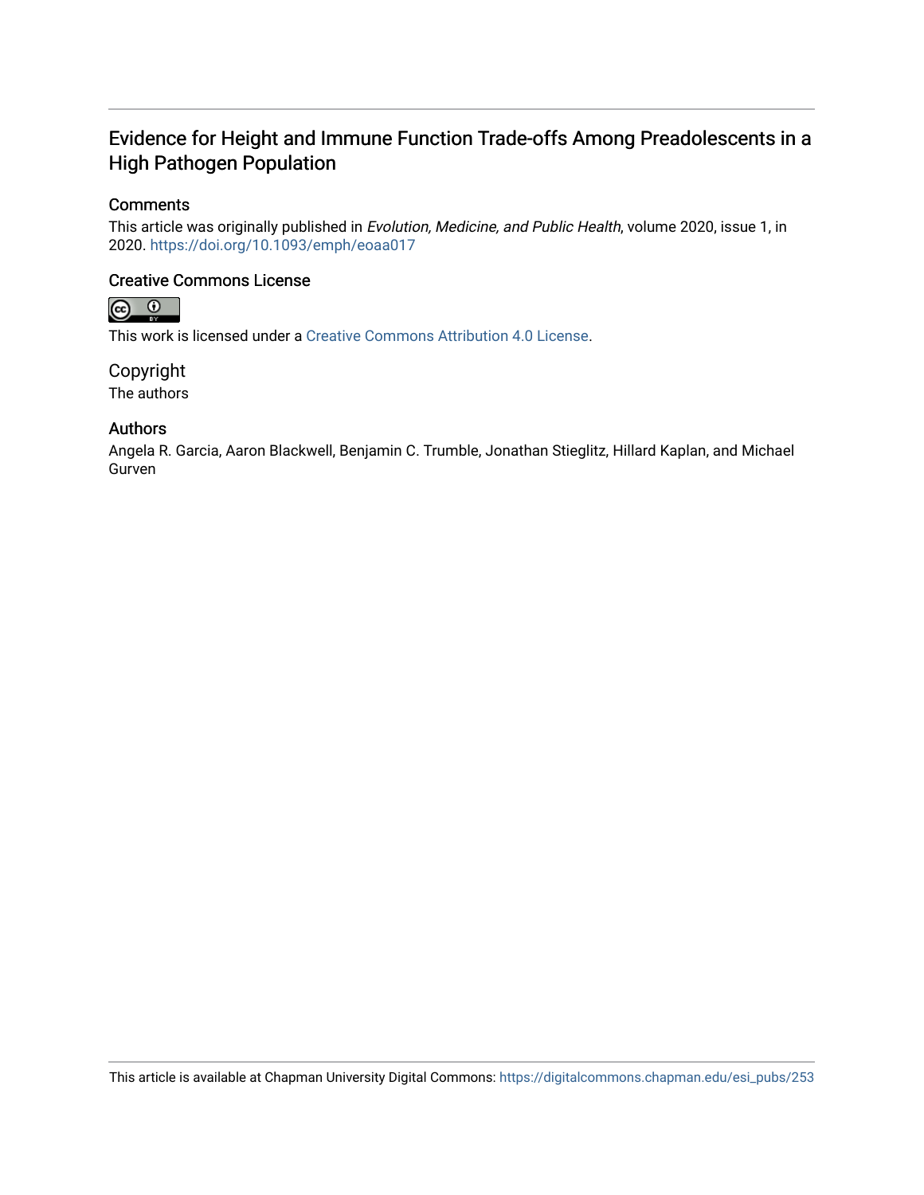# Evidence for Height and Immune Function Trade-offs Among Preadolescents in a High Pathogen Population

## Comments

This article was originally published in *Evolution, Medicine, and Public Health*, volume 2020, issue 1, in 2020. https://doi.org/10.1093/emph/eoaa017

## Creative Commons License

This work is licensed under a Creative Commons Attribution 4.0 License.

## Copyright

The authors

## Authors

Angela R. Garcia, Aaron Blackwell, Benjamin C. Trumble, Jonathan Stieglitz, Hillard Kaplan, and Michael Gurven

This article is available at Chapman University Digital Commons: https://digitalcommons.chapman.edu/esi_pubs/253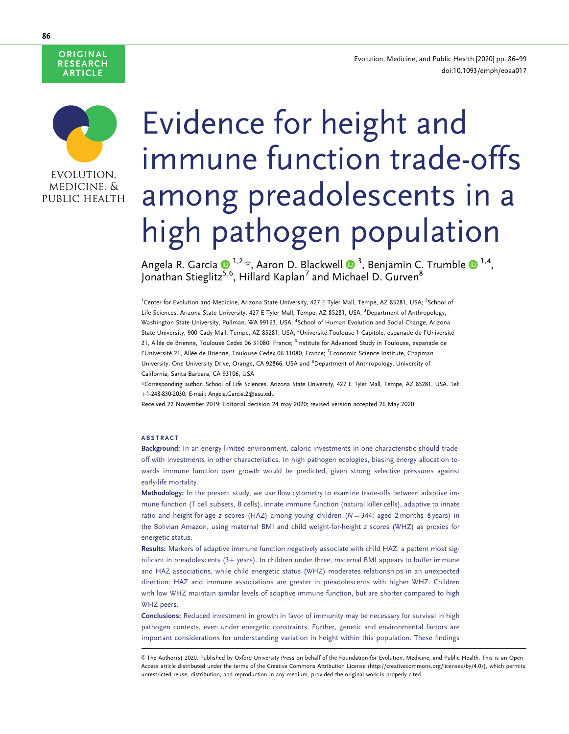ORIGINAL RESEARCH ARTICLE

# Evidence for height and immune function trade-offs among preadolescents in a high pathogen population

Angela R. Garcia[1,2,*], Aaron D. Blackwell[3], Benjamin C. Trumble[1,4], Jonathan Stieglitz[5,6], Hillard Kaplan[7] and Michael D. Gurven[8]

[1]Center for Evolution and Medicine, Arizona State University, 427 E Tyler Mall, Tempe, AZ 85281, USA; [2]School of Life Sciences, Arizona State University, 427 E Tyler Mall, Tempe, AZ 85281, USA; [3]Department of Anthropology, Washington State University, Pullman, WA 99163, USA; [4]School of Human Evolution and Social Change, Arizona State University, 900 Cady Mall, Tempe, AZ 85281, USA; [5]Université Toulouse 1 Capitole, espanade de l'Université 21, Allée de Brienne, Toulouse Cedex 06 31080, France; [6]Institute for Advanced Study in Toulouse, espanade de l'Université 21, Allée de Brienne, Toulouse Cedex 06 31080, France; [7]Economic Science Institute, Chapman University, One University Drive, Orange, CA 92866, USA and [8]Department of Anthropology, University of California, Santa Barbara, CA 93106, USA

*Corresponding author. School of Life Sciences, Arizona State University, 427 E Tyler Mall, Tempe, AZ 85281, USA. Tel: +1-248-830-2030; E-mail: Angela.Garcia.2@asu.edu

Received 22 November 2019; Editorial decision 24 may 2020; revised version accepted 26 May 2020

## ABSTRACT

**Background:** In an energy-limited environment, caloric investments in one characteristic should trade-off with investments in other characteristics. In high pathogen ecologies, biasing energy allocation towards immune function over growth would be predicted, given strong selective pressures against early-life mortality.

**Methodology:** In the present study, we use flow cytometry to examine trade-offs between adaptive immune function (T cell subsets, B cells), innate immune function (natural killer cells), adaptive to innate ratio and height-for-age z scores (HAZ) among young children ($N = 344$; aged 2 months–8 years) in the Bolivian Amazon, using maternal BMI and child weight-for-height z scores (WHZ) as proxies for energetic status.

**Results:** Markers of adaptive immune function negatively associate with child HAZ, a pattern most significant in preadolescents (3+ years). In children under three, maternal BMI appears to buffer immune and HAZ associations, while child energetic status (WHZ) moderates relationships in an unexpected direction: HAZ and immune associations are greater in preadolescents with higher WHZ. Children with low WHZ maintain similar levels of adaptive immune function, but are shorter compared to high WHZ peers.

**Conclusions:** Reduced investment in growth in favor of immunity may be necessary for survival in high pathogen contexts, even under energetic constraints. Further, genetic and environmental factors are important considerations for understanding variation in height within this population. These findings

© The Author(s) 2020. Published by Oxford University Press on behalf of the Foundation for Evolution, Medicine, and Public Health. This is an Open Access article distributed under the terms of the Creative Commons Attribution License (http://creativecommons.org/licenses/by/4.0/), which permits unrestricted reuse, distribution, and reproduction in any medium, provided the original work is properly cited.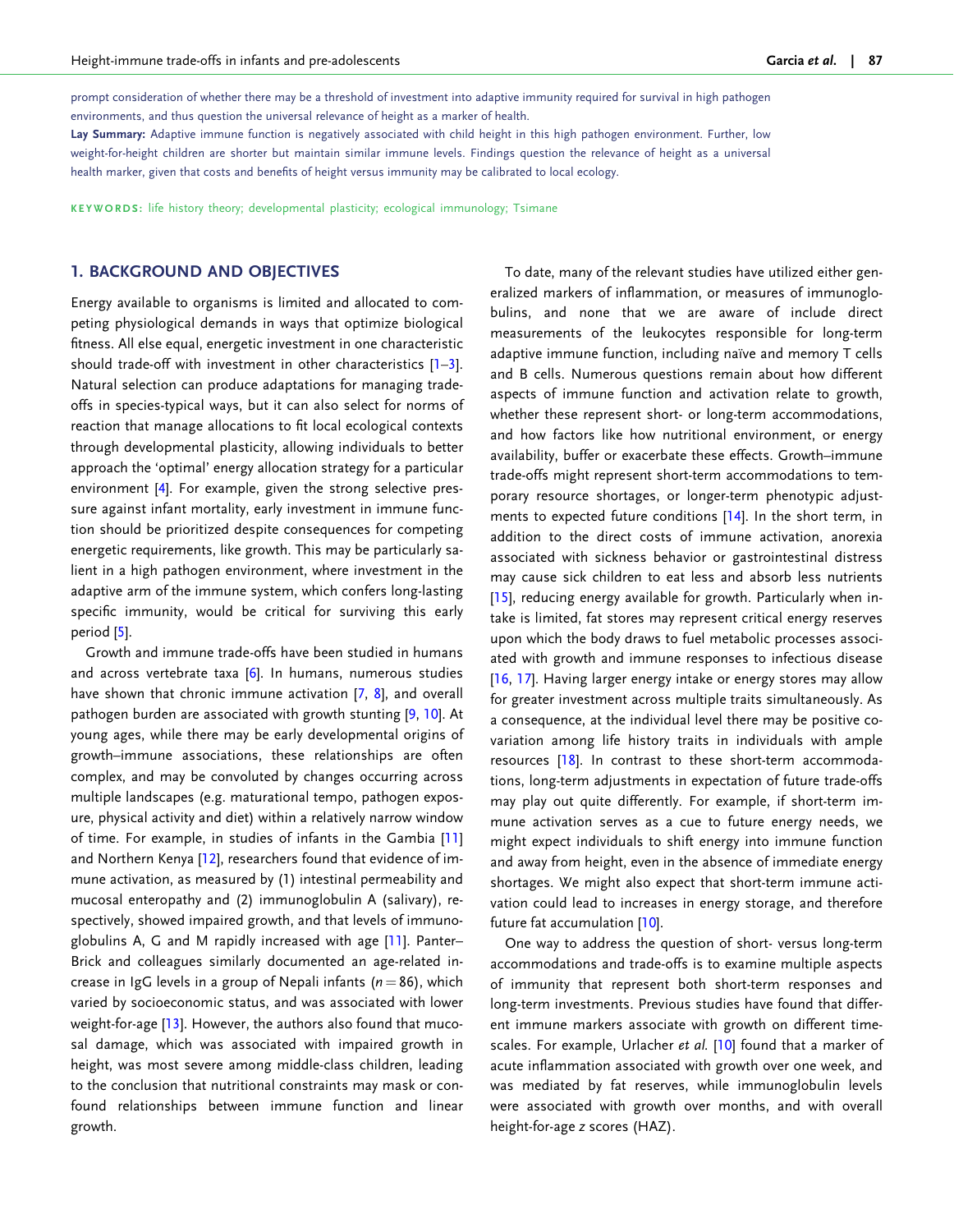prompt consideration of whether there may be a threshold of investment into adaptive immunity required for survival in high pathogen environments, and thus question the universal relevance of height as a marker of health.

**Lay Summary:** Adaptive immune function is negatively associated with child height in this high pathogen environment. Further, low weight-for-height children are shorter but maintain similar immune levels. Findings question the relevance of height as a universal health marker, given that costs and benefits of height versus immunity may be calibrated to local ecology.

**KEYWORDS:** life history theory; developmental plasticity; ecological immunology; Tsimane

## 1. BACKGROUND AND OBJECTIVES

Energy available to organisms is limited and allocated to competing physiological demands in ways that optimize biological fitness. All else equal, energetic investment in one characteristic should trade-off with investment in other characteristics [1–3]. Natural selection can produce adaptations for managing trade-offs in species-typical ways, but it can also select for norms of reaction that manage allocations to fit local ecological contexts through developmental plasticity, allowing individuals to better approach the 'optimal' energy allocation strategy for a particular environment [4]. For example, given the strong selective pressure against infant mortality, early investment in immune function should be prioritized despite consequences for competing energetic requirements, like growth. This may be particularly salient in a high pathogen environment, where investment in the adaptive arm of the immune system, which confers long-lasting specific immunity, would be critical for surviving this early period [5].

Growth and immune trade-offs have been studied in humans and across vertebrate taxa [6]. In humans, numerous studies have shown that chronic immune activation [7, 8], and overall pathogen burden are associated with growth stunting [9, 10]. At young ages, while there may be early developmental origins of growth–immune associations, these relationships are often complex, and may be convoluted by changes occurring across multiple landscapes (e.g. maturational tempo, pathogen exposure, physical activity and diet) within a relatively narrow window of time. For example, in studies of infants in the Gambia [11] and Northern Kenya [12], researchers found that evidence of immune activation, as measured by (1) intestinal permeability and mucosal enteropathy and (2) immunoglobulin A (salivary), respectively, showed impaired growth, and that levels of immunoglobulins A, G and M rapidly increased with age [11]. Panter–Brick and colleagues similarly documented an age-related increase in IgG levels in a group of Nepali infants ($n = 86$), which varied by socioeconomic status, and was associated with lower weight-for-age [13]. However, the authors also found that mucosal damage, which was associated with impaired growth in height, was most severe among middle-class children, leading to the conclusion that nutritional constraints may mask or confound relationships between immune function and linear growth.

To date, many of the relevant studies have utilized either generalized markers of inflammation, or measures of immunoglobulins, and none that we are aware of include direct measurements of the leukocytes responsible for long-term adaptive immune function, including naïve and memory T cells and B cells. Numerous questions remain about how different aspects of immune function and activation relate to growth, whether these represent short- or long-term accommodations, and how factors like how nutritional environment, or energy availability, buffer or exacerbate these effects. Growth–immune trade-offs might represent short-term accommodations to temporary resource shortages, or longer-term phenotypic adjustments to expected future conditions [14]. In the short term, in addition to the direct costs of immune activation, anorexia associated with sickness behavior or gastrointestinal distress may cause sick children to eat less and absorb less nutrients [15], reducing energy available for growth. Particularly when intake is limited, fat stores may represent critical energy reserves upon which the body draws to fuel metabolic processes associated with growth and immune responses to infectious disease [16, 17]. Having larger energy intake or energy stores may allow for greater investment across multiple traits simultaneously. As a consequence, at the individual level there may be positive covariation among life history traits in individuals with ample resources [18]. In contrast to these short-term accommodations, long-term adjustments in expectation of future trade-offs may play out quite differently. For example, if short-term immune activation serves as a cue to future energy needs, we might expect individuals to shift energy into immune function and away from height, even in the absence of immediate energy shortages. We might also expect that short-term immune activation could lead to increases in energy storage, and therefore future fat accumulation [10].

One way to address the question of short- versus long-term accommodations and trade-offs is to examine multiple aspects of immunity that represent both short-term responses and long-term investments. Previous studies have found that different immune markers associate with growth on different timescales. For example, Urlacher *et al.* [10] found that a marker of acute inflammation associated with growth over one week, and was mediated by fat reserves, while immunoglobulin levels were associated with growth over months, and with overall height-for-age *z* scores (HAZ).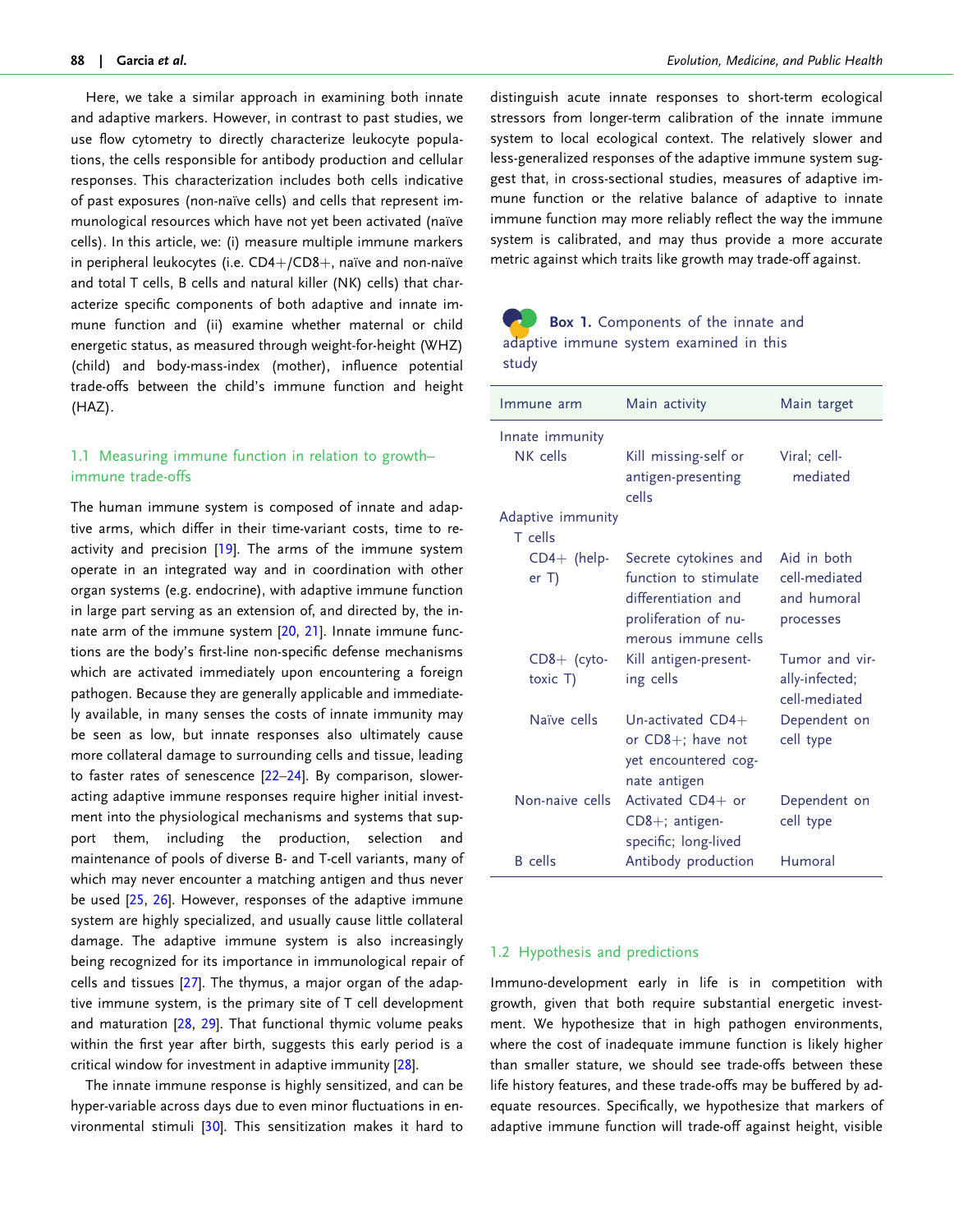Here, we take a similar approach in examining both innate and adaptive markers. However, in contrast to past studies, we use flow cytometry to directly characterize leukocyte populations, the cells responsible for antibody production and cellular responses. This characterization includes both cells indicative of past exposures (non-naïve cells) and cells that represent immunological resources which have not yet been activated (naïve cells). In this article, we: (i) measure multiple immune markers in peripheral leukocytes (i.e. CD4+/CD8+, naïve and non-naïve and total T cells, B cells and natural killer (NK) cells) that characterize specific components of both adaptive and innate immune function and (ii) examine whether maternal or child energetic status, as measured through weight-for-height (WHZ) (child) and body-mass-index (mother), influence potential trade-offs between the child's immune function and height (HAZ).

## 1.1 Measuring immune function in relation to growth–immune trade-offs

The human immune system is composed of innate and adaptive arms, which differ in their time-variant costs, time to reactivity and precision [19]. The arms of the immune system operate in an integrated way and in coordination with other organ systems (e.g. endocrine), with adaptive immune function in large part serving as an extension of, and directed by, the innate arm of the immune system [20, 21]. Innate immune functions are the body's first-line non-specific defense mechanisms which are activated immediately upon encountering a foreign pathogen. Because they are generally applicable and immediately available, in many senses the costs of innate immunity may be seen as low, but innate responses also ultimately cause more collateral damage to surrounding cells and tissue, leading to faster rates of senescence [22–24]. By comparison, slower-acting adaptive immune responses require higher initial investment into the physiological mechanisms and systems that support them, including the production, selection and maintenance of pools of diverse B- and T-cell variants, many of which may never encounter a matching antigen and thus never be used [25, 26]. However, responses of the adaptive immune system are highly specialized, and usually cause little collateral damage. The adaptive immune system is also increasingly being recognized for its importance in immunological repair of cells and tissues [27]. The thymus, a major organ of the adaptive immune system, is the primary site of T cell development and maturation [28, 29]. That functional thymic volume peaks within the first year after birth, suggests this early period is a critical window for investment in adaptive immunity [28].

The innate immune response is highly sensitized, and can be hyper-variable across days due to even minor fluctuations in environmental stimuli [30]. This sensitization makes it hard to distinguish acute innate responses to short-term ecological stressors from longer-term calibration of the innate immune system to local ecological context. The relatively slower and less-generalized responses of the adaptive immune system suggest that, in cross-sectional studies, measures of adaptive immune function or the relative balance of adaptive to innate immune function may more reliably reflect the way the immune system is calibrated, and may thus provide a more accurate metric against which traits like growth may trade-off against.

**Box 1.** Components of the innate and adaptive immune system examined in this study

| Immune arm | Main activity | Main target |
|---|---|---|
| Innate immunity | | |
| NK cells | Kill missing-self or antigen-presenting cells | Viral; cell-mediated |
| Adaptive immunity | | |
| T cells | | |
| CD4+ (helper T) | Secrete cytokines and function to stimulate differentiation and proliferation of numerous immune cells | Aid in both cell-mediated and humoral processes |
| CD8+ (cytotoxic T) | Kill antigen-presenting cells | Tumor and virally-infected; cell-mediated |
| Naïve cells | Un-activated CD4+ or CD8+; have not yet encountered cognate antigen | Dependent on cell type |
| Non-naive cells | Activated CD4+ or CD8+; antigen-specific; long-lived | Dependent on cell type |
| B cells | Antibody production | Humoral |

## 1.2 Hypothesis and predictions

Immuno-development early in life is in competition with growth, given that both require substantial energetic investment. We hypothesize that in high pathogen environments, where the cost of inadequate immune function is likely higher than smaller stature, we should see trade-offs between these life history features, and these trade-offs may be buffered by adequate resources. Specifically, we hypothesize that markers of adaptive immune function will trade-off against height, visible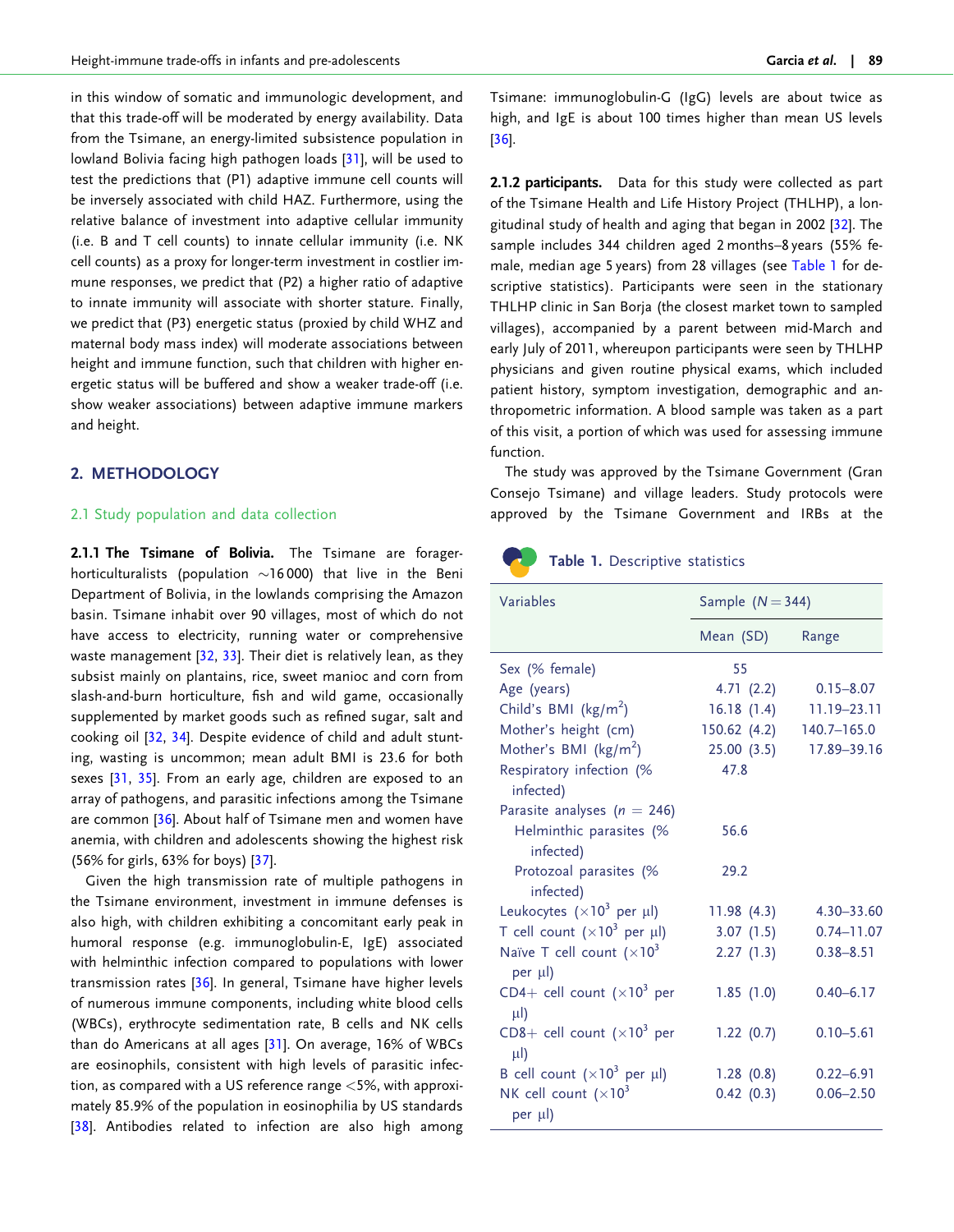in this window of somatic and immunologic development, and that this trade-off will be moderated by energy availability. Data from the Tsimane, an energy-limited subsistence population in lowland Bolivia facing high pathogen loads [31], will be used to test the predictions that (P1) adaptive immune cell counts will be inversely associated with child HAZ. Furthermore, using the relative balance of investment into adaptive cellular immunity (i.e. B and T cell counts) to innate cellular immunity (i.e. NK cell counts) as a proxy for longer-term investment in costlier immune responses, we predict that (P2) a higher ratio of adaptive to innate immunity will associate with shorter stature. Finally, we predict that (P3) energetic status (proxied by child WHZ and maternal body mass index) will moderate associations between height and immune function, such that children with higher energetic status will be buffered and show a weaker trade-off (i.e. show weaker associations) between adaptive immune markers and height.

## 2. METHODOLOGY

### 2.1 Study population and data collection

**2.1.1 The Tsimane of Bolivia.** The Tsimane are forager-horticulturalists (population ~16 000) that live in the Beni Department of Bolivia, in the lowlands comprising the Amazon basin. Tsimane inhabit over 90 villages, most of which do not have access to electricity, running water or comprehensive waste management [32, 33]. Their diet is relatively lean, as they subsist mainly on plantains, rice, sweet manioc and corn from slash-and-burn horticulture, fish and wild game, occasionally supplemented by market goods such as refined sugar, salt and cooking oil [32, 34]. Despite evidence of child and adult stunting, wasting is uncommon; mean adult BMI is 23.6 for both sexes [31, 35]. From an early age, children are exposed to an array of pathogens, and parasitic infections among the Tsimane are common [36]. About half of Tsimane men and women have anemia, with children and adolescents showing the highest risk (56% for girls, 63% for boys) [37].

Given the high transmission rate of multiple pathogens in the Tsimane environment, investment in immune defenses is also high, with children exhibiting a concomitant early peak in humoral response (e.g. immunoglobulin-E, IgE) associated with helminthic infection compared to populations with lower transmission rates [36]. In general, Tsimane have higher levels of numerous immune components, including white blood cells (WBCs), erythrocyte sedimentation rate, B cells and NK cells than do Americans at all ages [31]. On average, 16% of WBCs are eosinophils, consistent with high levels of parasitic infection, as compared with a US reference range <5%, with approximately 85.9% of the population in eosinophilia by US standards [38]. Antibodies related to infection are also high among Tsimane: immunoglobulin-G (IgG) levels are about twice as high, and IgE is about 100 times higher than mean US levels [36].

**2.1.2 participants.** Data for this study were collected as part of the Tsimane Health and Life History Project (THLHP), a longitudinal study of health and aging that began in 2002 [32]. The sample includes 344 children aged 2 months–8 years (55% female, median age 5 years) from 28 villages (see Table 1 for descriptive statistics). Participants were seen in the stationary THLHP clinic in San Borja (the closest market town to sampled villages), accompanied by a parent between mid-March and early July of 2011, whereupon participants were seen by THLHP physicians and given routine physical exams, which included patient history, symptom investigation, demographic and anthropometric information. A blood sample was taken as a part of this visit, a portion of which was used for assessing immune function.

The study was approved by the Tsimane Government (Gran Consejo Tsimane) and village leaders. Study protocols were approved by the Tsimane Government and IRBs at the

**Table 1.** Descriptive statistics

| Variables | Sample ($N = 344$) | |
|---|---|---|
| | Mean (SD) | Range |
| Sex (% female) | 55 | |
| Age (years) | 4.71 (2.2) | 0.15–8.07 |
| Child's BMI (kg/m$^2$) | 16.18 (1.4) | 11.19–23.11 |
| Mother's height (cm) | 150.62 (4.2) | 140.7–165.0 |
| Mother's BMI (kg/m$^2$) | 25.00 (3.5) | 17.89–39.16 |
| Respiratory infection (% infected) | 47.8 | |
| Parasite analyses ($n$ = 246) | | |
| Helminthic parasites (% infected) | 56.6 | |
| Protozoal parasites (% infected) | 29.2 | |
| Leukocytes ($\times 10^3$ per µl) | 11.98 (4.3) | 4.30–33.60 |
| T cell count ($\times 10^3$ per µl) | 3.07 (1.5) | 0.74–11.07 |
| Naïve T cell count ($\times 10^3$ per µl) | 2.27 (1.3) | 0.38–8.51 |
| CD4+ cell count ($\times 10^3$ per µl) | 1.85 (1.0) | 0.40–6.17 |
| CD8+ cell count ($\times 10^3$ per µl) | 1.22 (0.7) | 0.10–5.61 |
| B cell count ($\times 10^3$ per µl) | 1.28 (0.8) | 0.22–6.91 |
| NK cell count ($\times 10^3$ per µl) | 0.42 (0.3) | 0.06–2.50 |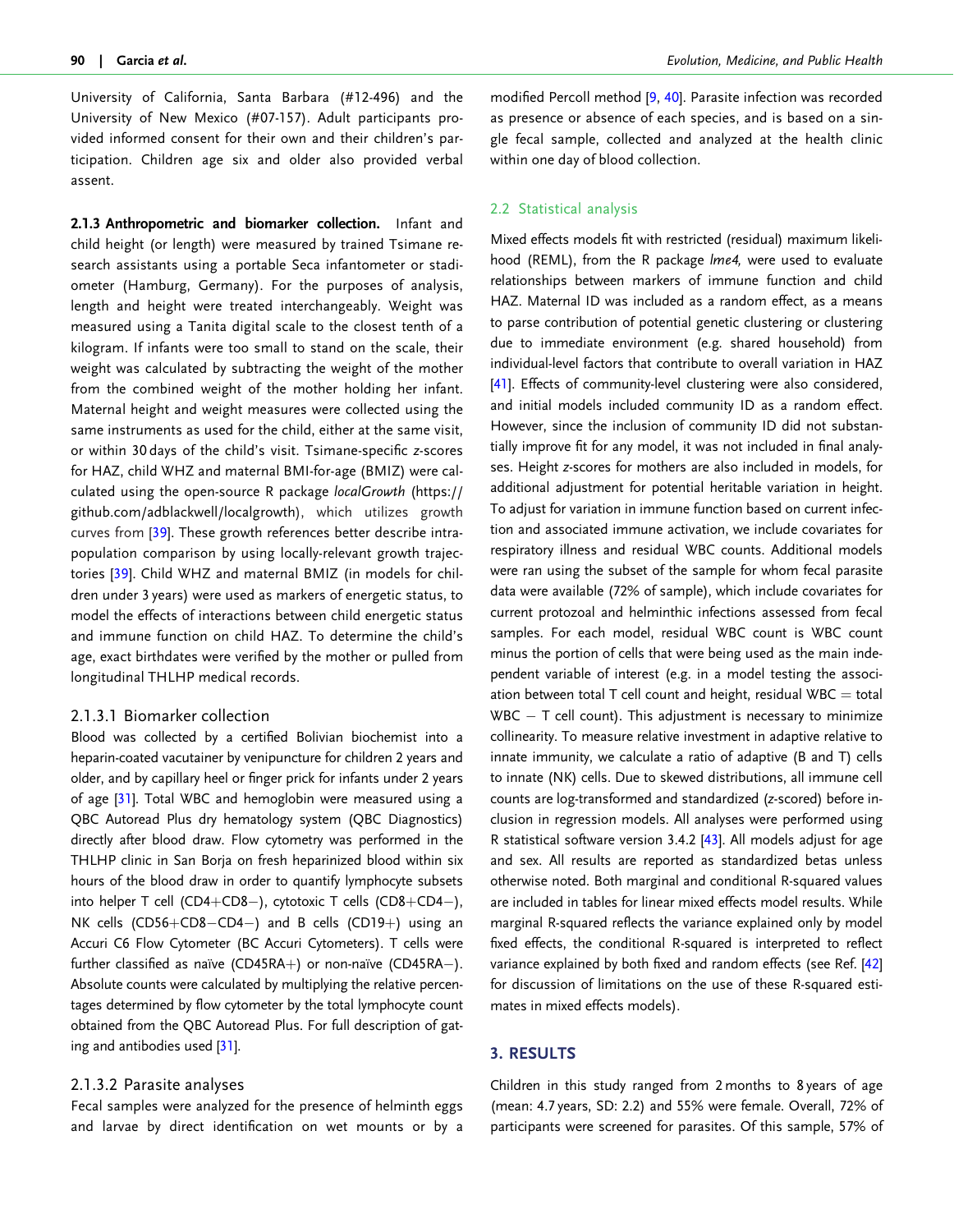University of California, Santa Barbara (#12-496) and the University of New Mexico (#07-157). Adult participants provided informed consent for their own and their children's participation. Children age six and older also provided verbal assent.

**2.1.3 Anthropometric and biomarker collection.** Infant and child height (or length) were measured by trained Tsimane research assistants using a portable Seca infantometer or stadiometer (Hamburg, Germany). For the purposes of analysis, length and height were treated interchangeably. Weight was measured using a Tanita digital scale to the closest tenth of a kilogram. If infants were too small to stand on the scale, their weight was calculated by subtracting the weight of the mother from the combined weight of the mother holding her infant. Maternal height and weight measures were collected using the same instruments as used for the child, either at the same visit, or within 30 days of the child's visit. Tsimane-specific *z*-scores for HAZ, child WHZ and maternal BMI-for-age (BMIZ) were calculated using the open-source R package *localGrowth* (https://github.com/adblackwell/localgrowth), which utilizes growth curves from [39]. These growth references better describe intra-population comparison by using locally-relevant growth trajectories [39]. Child WHZ and maternal BMIZ (in models for children under 3 years) were used as markers of energetic status, to model the effects of interactions between child energetic status and immune function on child HAZ. To determine the child's age, exact birthdates were verified by the mother or pulled from longitudinal THLHP medical records.

### 2.1.3.1 Biomarker collection

Blood was collected by a certified Bolivian biochemist into a heparin-coated vacutainer by venipuncture for children 2 years and older, and by capillary heel or finger prick for infants under 2 years of age [31]. Total WBC and hemoglobin were measured using a QBC Autoread Plus dry hematology system (QBC Diagnostics) directly after blood draw. Flow cytometry was performed in the THLHP clinic in San Borja on fresh heparinized blood within six hours of the blood draw in order to quantify lymphocyte subsets into helper T cell (CD4+CD8−), cytotoxic T cells (CD8+CD4−), NK cells (CD56+CD8−CD4−) and B cells (CD19+) using an Accuri C6 Flow Cytometer (BC Accuri Cytometers). T cells were further classified as naïve (CD45RA+) or non-naïve (CD45RA−). Absolute counts were calculated by multiplying the relative percentages determined by flow cytometer by the total lymphocyte count obtained from the QBC Autoread Plus. For full description of gating and antibodies used [31].

### 2.1.3.2 Parasite analyses

Fecal samples were analyzed for the presence of helminth eggs and larvae by direct identification on wet mounts or by a modified Percoll method [9, 40]. Parasite infection was recorded as presence or absence of each species, and is based on a single fecal sample, collected and analyzed at the health clinic within one day of blood collection.

## 2.2 Statistical analysis

Mixed effects models fit with restricted (residual) maximum likelihood (REML), from the R package *lme4,* were used to evaluate relationships between markers of immune function and child HAZ. Maternal ID was included as a random effect, as a means to parse contribution of potential genetic clustering or clustering due to immediate environment (e.g. shared household) from individual-level factors that contribute to overall variation in HAZ [41]. Effects of community-level clustering were also considered, and initial models included community ID as a random effect. However, since the inclusion of community ID did not substantially improve fit for any model, it was not included in final analyses. Height *z*-scores for mothers are also included in models, for additional adjustment for potential heritable variation in height. To adjust for variation in immune function based on current infection and associated immune activation, we include covariates for respiratory illness and residual WBC counts. Additional models were ran using the subset of the sample for whom fecal parasite data were available (72% of sample), which include covariates for current protozoal and helminthic infections assessed from fecal samples. For each model, residual WBC count is WBC count minus the portion of cells that were being used as the main independent variable of interest (e.g. in a model testing the association between total T cell count and height, residual WBC = total WBC − T cell count). This adjustment is necessary to minimize collinearity. To measure relative investment in adaptive relative to innate immunity, we calculate a ratio of adaptive (B and T) cells to innate (NK) cells. Due to skewed distributions, all immune cell counts are log-transformed and standardized (*z*-scored) before inclusion in regression models. All analyses were performed using R statistical software version 3.4.2 [43]. All models adjust for age and sex. All results are reported as standardized betas unless otherwise noted. Both marginal and conditional R-squared values are included in tables for linear mixed effects model results. While marginal R-squared reflects the variance explained only by model fixed effects, the conditional R-squared is interpreted to reflect variance explained by both fixed and random effects (see Ref. [42] for discussion of limitations on the use of these R-squared estimates in mixed effects models).

## 3. RESULTS

Children in this study ranged from 2 months to 8 years of age (mean: 4.7 years, SD: 2.2) and 55% were female. Overall, 72% of participants were screened for parasites. Of this sample, 57% of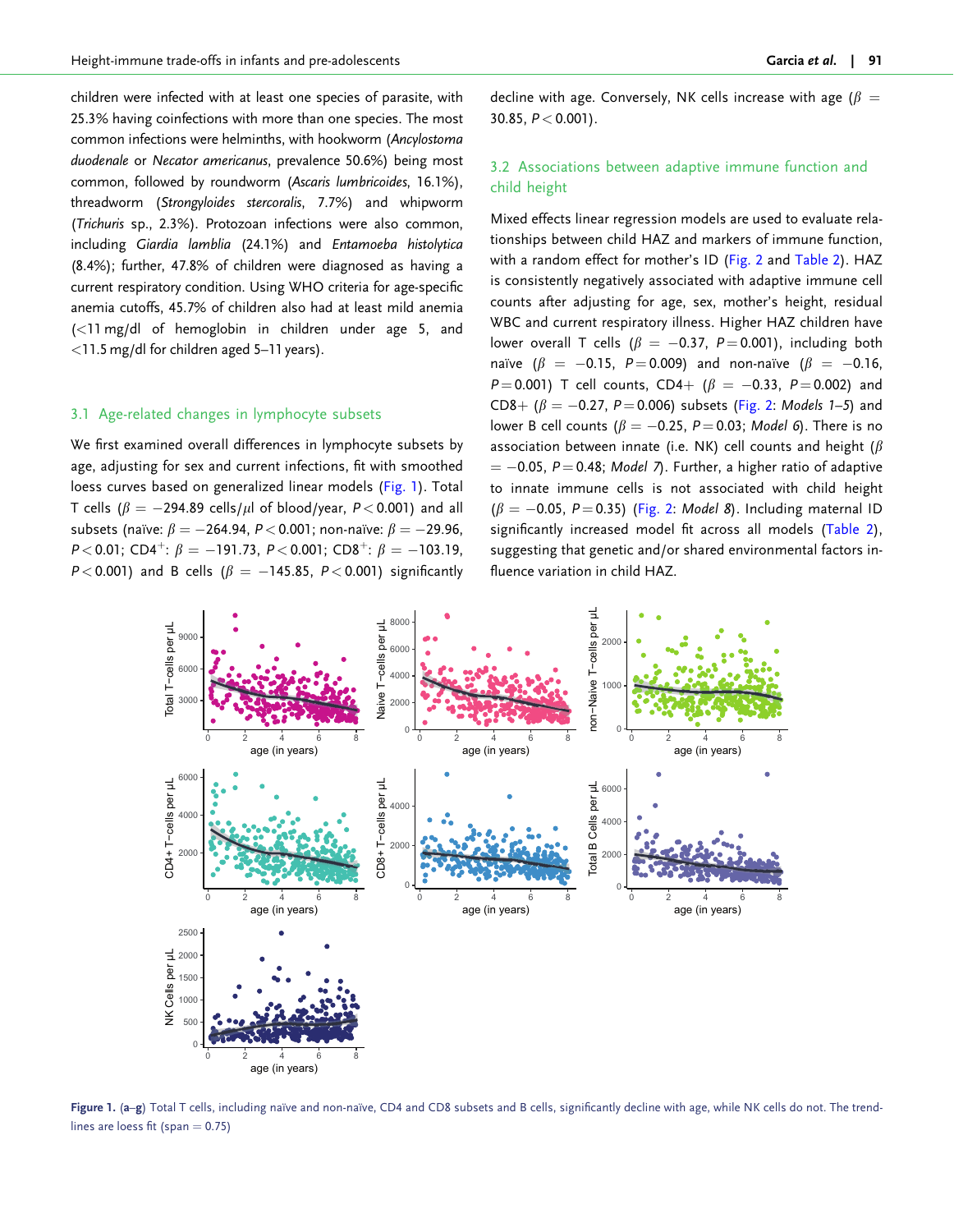children were infected with at least one species of parasite, with 25.3% having coinfections with more than one species. The most common infections were helminths, with hookworm (*Ancylostoma duodenale* or *Necator americanus*, prevalence 50.6%) being most common, followed by roundworm (*Ascaris lumbricoides*, 16.1%), threadworm (*Strongyloides stercoralis*, 7.7%) and whipworm (*Trichuris* sp., 2.3%). Protozoan infections were also common, including *Giardia lamblia* (24.1%) and *Entamoeba histolytica* (8.4%); further, 47.8% of children were diagnosed as having a current respiratory condition. Using WHO criteria for age-specific anemia cutoffs, 45.7% of children also had at least mild anemia (<11 mg/dl of hemoglobin in children under age 5, and <11.5 mg/dl for children aged 5–11 years).

### 3.1 Age-related changes in lymphocyte subsets

We first examined overall differences in lymphocyte subsets by age, adjusting for sex and current infections, fit with smoothed loess curves based on generalized linear models (Fig. 1). Total T cells ($\beta = -294.89$ cells/$\mu$l of blood/year, $P < 0.001$) and all subsets (naïve: $\beta = -264.94$, $P < 0.001$; non-naïve: $\beta = -29.96$, $P < 0.01$; CD4$^+$: $\beta = -191.73$, $P < 0.001$; CD8$^+$: $\beta = -103.19$, $P < 0.001$) and B cells ($\beta = -145.85$, $P < 0.001$) significantly decline with age. Conversely, NK cells increase with age ($\beta = 30.85$, $P < 0.001$).

### 3.2 Associations between adaptive immune function and child height

Mixed effects linear regression models are used to evaluate relationships between child HAZ and markers of immune function, with a random effect for mother's ID (Fig. 2 and Table 2). HAZ is consistently negatively associated with adaptive immune cell counts after adjusting for age, sex, mother's height, residual WBC and current respiratory illness. Higher HAZ children have lower overall T cells ($\beta = -0.37$, $P = 0.001$), including both naïve ($\beta = -0.15$, $P = 0.009$) and non-naïve ($\beta = -0.16$, $P = 0.001$) T cell counts, CD4+ ($\beta = -0.33$, $P = 0.002$) and CD8+ ($\beta = -0.27$, $P = 0.006$) subsets (Fig. 2: *Models 1–5*) and lower B cell counts ($\beta = -0.25$, $P = 0.03$; *Model 6*). There is no association between innate (i.e. NK) cell counts and height ($\beta = -0.05$, $P = 0.48$; *Model 7*). Further, a higher ratio of adaptive to innate immune cells is not associated with child height ($\beta = -0.05$, $P = 0.35$) (Fig. 2: *Model 8*). Including maternal ID significantly increased model fit across all models (Table 2), suggesting that genetic and/or shared environmental factors influence variation in child HAZ.

**Figure 1.** (**a–g**) Total T cells, including naïve and non-naïve, CD4 and CD8 subsets and B cells, significantly decline with age, while NK cells do not. The trendlines are loess fit (span = 0.75)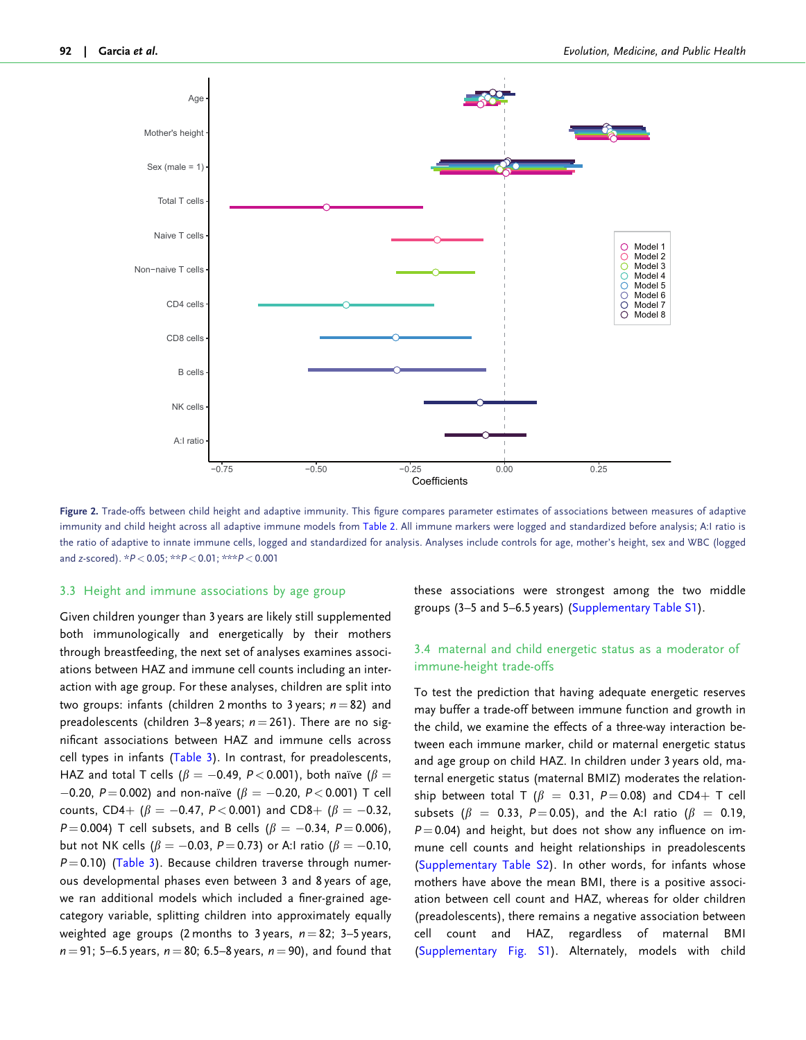**Figure 2.** Trade-offs between child height and adaptive immunity. This figure compares parameter estimates of associations between measures of adaptive immunity and child height across all adaptive immune models from Table 2. All immune markers were logged and standardized before analysis; A:I ratio is the ratio of adaptive to innate immune cells, logged and standardized for analysis. Analyses include controls for age, mother's height, sex and WBC (logged and z-scored). $^{*}P < 0.05$; $^{**}P < 0.01$; $^{***}P < 0.001$

### 3.3 Height and immune associations by age group

Given children younger than 3 years are likely still supplemented both immunologically and energetically by their mothers through breastfeeding, the next set of analyses examines associations between HAZ and immune cell counts including an interaction with age group. For these analyses, children are split into two groups: infants (children 2 months to 3 years; $n = 82$) and preadolescents (children 3–8 years; $n = 261$). There are no significant associations between HAZ and immune cells across cell types in infants (Table 3). In contrast, for preadolescents, HAZ and total T cells ($\beta = -0.49$, $P < 0.001$), both naïve ($\beta = -0.20$, $P = 0.002$) and non-naïve ($\beta = -0.20$, $P < 0.001$) T cell counts, CD4+ ($\beta = -0.47$, $P < 0.001$) and CD8+ ($\beta = -0.32$, $P = 0.004$) T cell subsets, and B cells ($\beta = -0.34$, $P = 0.006$), but not NK cells ($\beta = -0.03$, $P = 0.73$) or A:I ratio ($\beta = -0.10$, $P = 0.10$) (Table 3). Because children traverse through numerous developmental phases even between 3 and 8 years of age, we ran additional models which included a finer-grained age-category variable, splitting children into approximately equally weighted age groups (2 months to 3 years, $n = 82$; 3–5 years, $n = 91$; 5–6.5 years, $n = 80$; 6.5–8 years, $n = 90$), and found that these associations were strongest among the two middle groups (3–5 and 5–6.5 years) (Supplementary Table S1).

### 3.4 maternal and child energetic status as a moderator of immune-height trade-offs

To test the prediction that having adequate energetic reserves may buffer a trade-off between immune function and growth in the child, we examine the effects of a three-way interaction between each immune marker, child or maternal energetic status and age group on child HAZ. In children under 3 years old, maternal energetic status (maternal BMIZ) moderates the relationship between total T ($\beta = 0.31$, $P = 0.08$) and CD4+ T cell subsets ($\beta = 0.33$, $P = 0.05$), and the A:I ratio ($\beta = 0.19$, $P = 0.04$) and height, but does not show any influence on immune cell counts and height relationships in preadolescents (Supplementary Table S2). In other words, for infants whose mothers have above the mean BMI, there is a positive association between cell count and HAZ, whereas for older children (preadolescents), there remains a negative association between cell count and HAZ, regardless of maternal BMI (Supplementary Fig. S1). Alternately, models with child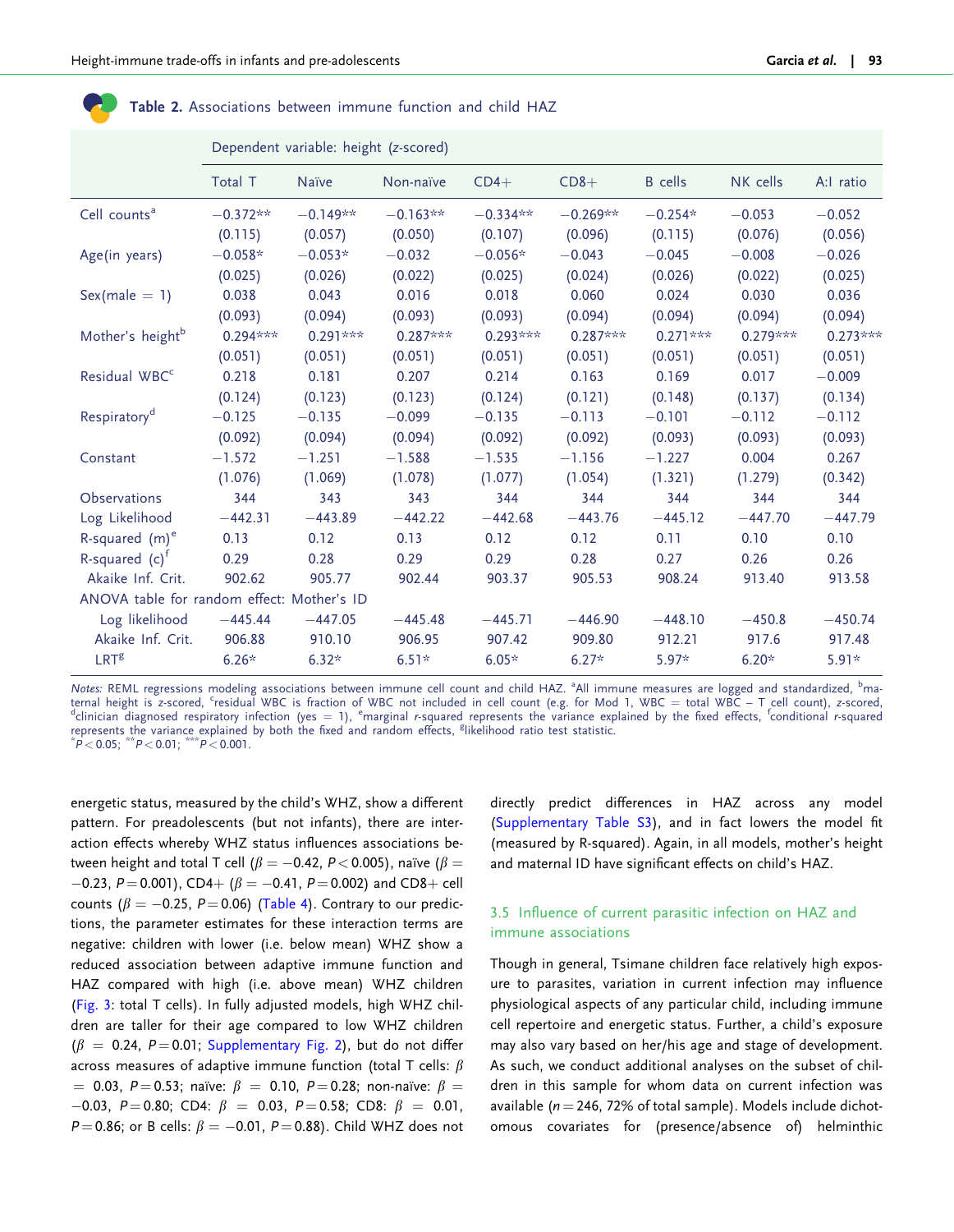**Table 2.** Associations between immune function and child HAZ

| | Dependent variable: height (z-scored) | | | | | | | |
|---|---|---|---|---|---|---|---|---|
| | Total T | Naïve | Non-naïve | CD4+ | CD8+ | B cells | NK cells | A:I ratio |
| Cell counts[a] | −0.372** | −0.149** | −0.163** | −0.334** | −0.269** | −0.254* | −0.053 | −0.052 |
| | (0.115) | (0.057) | (0.050) | (0.107) | (0.096) | (0.115) | (0.076) | (0.056) |
| Age(in years) | −0.058* | −0.053* | −0.032 | −0.056* | −0.043 | −0.045 | −0.008 | −0.026 |
| | (0.025) | (0.026) | (0.022) | (0.025) | (0.024) | (0.026) | (0.022) | (0.025) |
| Sex(male = 1) | 0.038 | 0.043 | 0.016 | 0.018 | 0.060 | 0.024 | 0.030 | 0.036 |
| | (0.093) | (0.094) | (0.093) | (0.093) | (0.094) | (0.094) | (0.094) | (0.094) |
| Mother's height[b] | 0.294*** | 0.291*** | 0.287*** | 0.293*** | 0.287*** | 0.271*** | 0.279*** | 0.273*** |
| | (0.051) | (0.051) | (0.051) | (0.051) | (0.051) | (0.051) | (0.051) | (0.051) |
| Residual WBC[c] | 0.218 | 0.181 | 0.207 | 0.214 | 0.163 | 0.169 | 0.017 | −0.009 |
| | (0.124) | (0.123) | (0.123) | (0.124) | (0.121) | (0.148) | (0.137) | (0.134) |
| Respiratory[d] | −0.125 | −0.135 | −0.099 | −0.135 | −0.113 | −0.101 | −0.112 | −0.112 |
| | (0.092) | (0.094) | (0.094) | (0.092) | (0.092) | (0.093) | (0.093) | (0.093) |
| Constant | −1.572 | −1.251 | −1.588 | −1.535 | −1.156 | −1.227 | 0.004 | 0.267 |
| | (1.076) | (1.069) | (1.078) | (1.077) | (1.054) | (1.321) | (1.279) | (0.342) |
| Observations | 344 | 343 | 343 | 344 | 344 | 344 | 344 | 344 |
| Log Likelihood | −442.31 | −443.89 | −442.22 | −442.68 | −443.76 | −445.12 | −447.70 | −447.79 |
| R-squared (m)[e] | 0.13 | 0.12 | 0.13 | 0.12 | 0.12 | 0.11 | 0.10 | 0.10 |
| R-squared (c)[f] | 0.29 | 0.28 | 0.29 | 0.29 | 0.28 | 0.27 | 0.26 | 0.26 |
| Akaike Inf. Crit. | 902.62 | 905.77 | 902.44 | 903.37 | 905.53 | 908.24 | 913.40 | 913.58 |
| ANOVA table for random effect: Mother's ID | | | | | | | | |
| Log likelihood | −445.44 | −447.05 | −445.48 | −445.71 | −446.90 | −448.10 | −450.8 | −450.74 |
| Akaike Inf. Crit. | 906.88 | 910.10 | 906.95 | 907.42 | 909.80 | 912.21 | 917.6 | 917.48 |
| LRT[g] | 6.26* | 6.32* | 6.51* | 6.05* | 6.27* | 5.97* | 6.20* | 5.91* |

*Notes:* REML regressions modeling associations between immune cell count and child HAZ. [a]All immune measures are logged and standardized, [b]maternal height is z-scored, [c]residual WBC is fraction of WBC not included in cell count (e.g. for Mod 1, WBC = total WBC − T cell count), z-scored, [d]clinician diagnosed respiratory infection (yes = 1), [e]marginal r-squared represents the variance explained by the fixed effects, [f]conditional r-squared represents the variance explained by both the fixed and random effects, [g]likelihood ratio test statistic.
*$P < 0.05$; **$P < 0.01$; ***$P < 0.001$.

energetic status, measured by the child's WHZ, show a different pattern. For preadolescents (but not infants), there are interaction effects whereby WHZ status influences associations between height and total T cell ($\beta = -0.42$, $P < 0.005$), naïve ($\beta = -0.23$, $P = 0.001$), CD4+ ($\beta = -0.41$, $P = 0.002$) and CD8+ cell counts ($\beta = -0.25$, $P = 0.06$) (Table 4). Contrary to our predictions, the parameter estimates for these interaction terms are negative: children with lower (i.e. below mean) WHZ show a reduced association between adaptive immune function and HAZ compared with high (i.e. above mean) WHZ children (Fig. 3: total T cells). In fully adjusted models, high WHZ children are taller for their age compared to low WHZ children ($\beta = 0.24$, $P = 0.01$; Supplementary Fig. 2), but do not differ across measures of adaptive immune function (total T cells: $\beta = 0.03$, $P = 0.53$; naïve: $\beta = 0.10$, $P = 0.28$; non-naïve: $\beta = -0.03$, $P = 0.80$; CD4: $\beta = 0.03$, $P = 0.58$; CD8: $\beta = 0.01$, $P = 0.86$; or B cells: $\beta = -0.01$, $P = 0.88$). Child WHZ does not directly predict differences in HAZ across any model (Supplementary Table S3), and in fact lowers the model fit (measured by R-squared). Again, in all models, mother's height and maternal ID have significant effects on child's HAZ.

### 3.5 Influence of current parasitic infection on HAZ and immune associations

Though in general, Tsimane children face relatively high exposure to parasites, variation in current infection may influence physiological aspects of any particular child, including immune cell repertoire and energetic status. Further, a child's exposure may also vary based on her/his age and stage of development. As such, we conduct additional analyses on the subset of children in this sample for whom data on current infection was available ($n = 246$, 72% of total sample). Models include dichotomous covariates for (presence/absence of) helminthic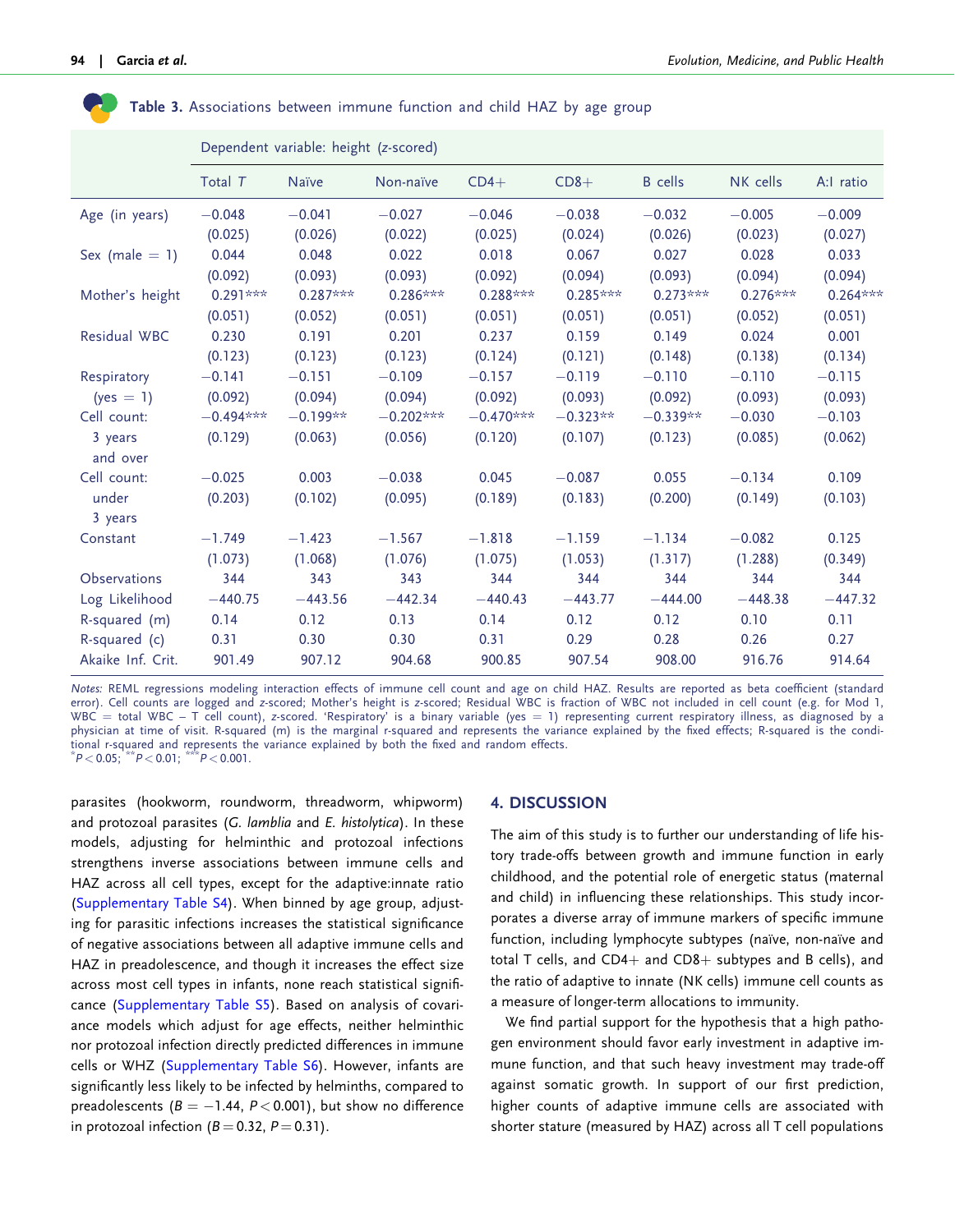**Table 3.** Associations between immune function and child HAZ by age group

| | Dependent variable: height (z-scored) | | | | | | | |
|---|---|---|---|---|---|---|---|---|
| | Total *T* | Naïve | Non-naïve | CD4+ | CD8+ | B cells | NK cells | A:I ratio |
| Age (in years) | −0.048 | −0.041 | −0.027 | −0.046 | −0.038 | −0.032 | −0.005 | −0.009 |
| | (0.025) | (0.026) | (0.022) | (0.025) | (0.024) | (0.026) | (0.023) | (0.027) |
| Sex (male = 1) | 0.044 | 0.048 | 0.022 | 0.018 | 0.067 | 0.027 | 0.028 | 0.033 |
| | (0.092) | (0.093) | (0.093) | (0.092) | (0.094) | (0.093) | (0.094) | (0.094) |
| Mother's height | 0.291*** | 0.287*** | 0.286*** | 0.288*** | 0.285*** | 0.273*** | 0.276*** | 0.264*** |
| | (0.051) | (0.052) | (0.051) | (0.051) | (0.051) | (0.051) | (0.052) | (0.051) |
| Residual WBC | 0.230 | 0.191 | 0.201 | 0.237 | 0.159 | 0.149 | 0.024 | 0.001 |
| | (0.123) | (0.123) | (0.123) | (0.124) | (0.121) | (0.148) | (0.138) | (0.134) |
| Respiratory (yes = 1) | −0.141 | −0.151 | −0.109 | −0.157 | −0.119 | −0.110 | −0.110 | −0.115 |
| | (0.092) | (0.094) | (0.094) | (0.092) | (0.093) | (0.092) | (0.093) | (0.093) |
| Cell count: 3 years and over | −0.494*** | −0.199** | −0.202*** | −0.470*** | −0.323** | −0.339** | −0.030 | −0.103 |
| | (0.129) | (0.063) | (0.056) | (0.120) | (0.107) | (0.123) | (0.085) | (0.062) |
| Cell count: under 3 years | −0.025 | 0.003 | −0.038 | 0.045 | −0.087 | 0.055 | −0.134 | 0.109 |
| | (0.203) | (0.102) | (0.095) | (0.189) | (0.183) | (0.200) | (0.149) | (0.103) |
| Constant | −1.749 | −1.423 | −1.567 | −1.818 | −1.159 | −1.134 | −0.082 | 0.125 |
| | (1.073) | (1.068) | (1.076) | (1.075) | (1.053) | (1.317) | (1.288) | (0.349) |
| Observations | 344 | 343 | 343 | 344 | 344 | 344 | 344 | 344 |
| Log Likelihood | −440.75 | −443.56 | −442.34 | −440.43 | −443.77 | −444.00 | −448.38 | −447.32 |
| R-squared (m) | 0.14 | 0.12 | 0.13 | 0.14 | 0.12 | 0.12 | 0.10 | 0.11 |
| R-squared (c) | 0.31 | 0.30 | 0.30 | 0.31 | 0.29 | 0.28 | 0.26 | 0.27 |
| Akaike Inf. Crit. | 901.49 | 907.12 | 904.68 | 900.85 | 907.54 | 908.00 | 916.76 | 914.64 |

*Notes:* REML regressions modeling interaction effects of immune cell count and age on child HAZ. Results are reported as beta coefficient (standard error). Cell counts are logged and z-scored; Mother's height is z-scored; Residual WBC is fraction of WBC not included in cell count (e.g. for Mod 1, WBC = total WBC – T cell count), z-scored. 'Respiratory' is a binary variable (yes = 1) representing current respiratory illness, as diagnosed by a physician at time of visit. R-squared (m) is the marginal r-squared and represents the variance explained by the fixed effects; R-squared is the conditional r-squared and represents the variance explained by both the fixed and random effects.
*$P < 0.05$; **$P < 0.01$; ***$P < 0.001$.

parasites (hookworm, roundworm, threadworm, whipworm) and protozoal parasites (*G. lamblia* and *E. histolytica*). In these models, adjusting for helminthic and protozoal infections strengthens inverse associations between immune cells and HAZ across all cell types, except for the adaptive:innate ratio (Supplementary Table S4). When binned by age group, adjusting for parasitic infections increases the statistical significance of negative associations between all adaptive immune cells and HAZ in preadolescence, and though it increases the effect size across most cell types in infants, none reach statistical significance (Supplementary Table S5). Based on analysis of covariance models which adjust for age effects, neither helminthic nor protozoal infection directly predicted differences in immune cells or WHZ (Supplementary Table S6). However, infants are significantly less likely to be infected by helminths, compared to preadolescents ($B = -1.44$, $P < 0.001$), but show no difference in protozoal infection ($B = 0.32$, $P = 0.31$).

## 4. DISCUSSION

The aim of this study is to further our understanding of life history trade-offs between growth and immune function in early childhood, and the potential role of energetic status (maternal and child) in influencing these relationships. This study incorporates a diverse array of immune markers of specific immune function, including lymphocyte subtypes (naïve, non-naïve and total T cells, and CD4+ and CD8+ subtypes and B cells), and the ratio of adaptive to innate (NK cells) immune cell counts as a measure of longer-term allocations to immunity.

We find partial support for the hypothesis that a high pathogen environment should favor early investment in adaptive immune function, and that such heavy investment may trade-off against somatic growth. In support of our first prediction, higher counts of adaptive immune cells are associated with shorter stature (measured by HAZ) across all T cell populations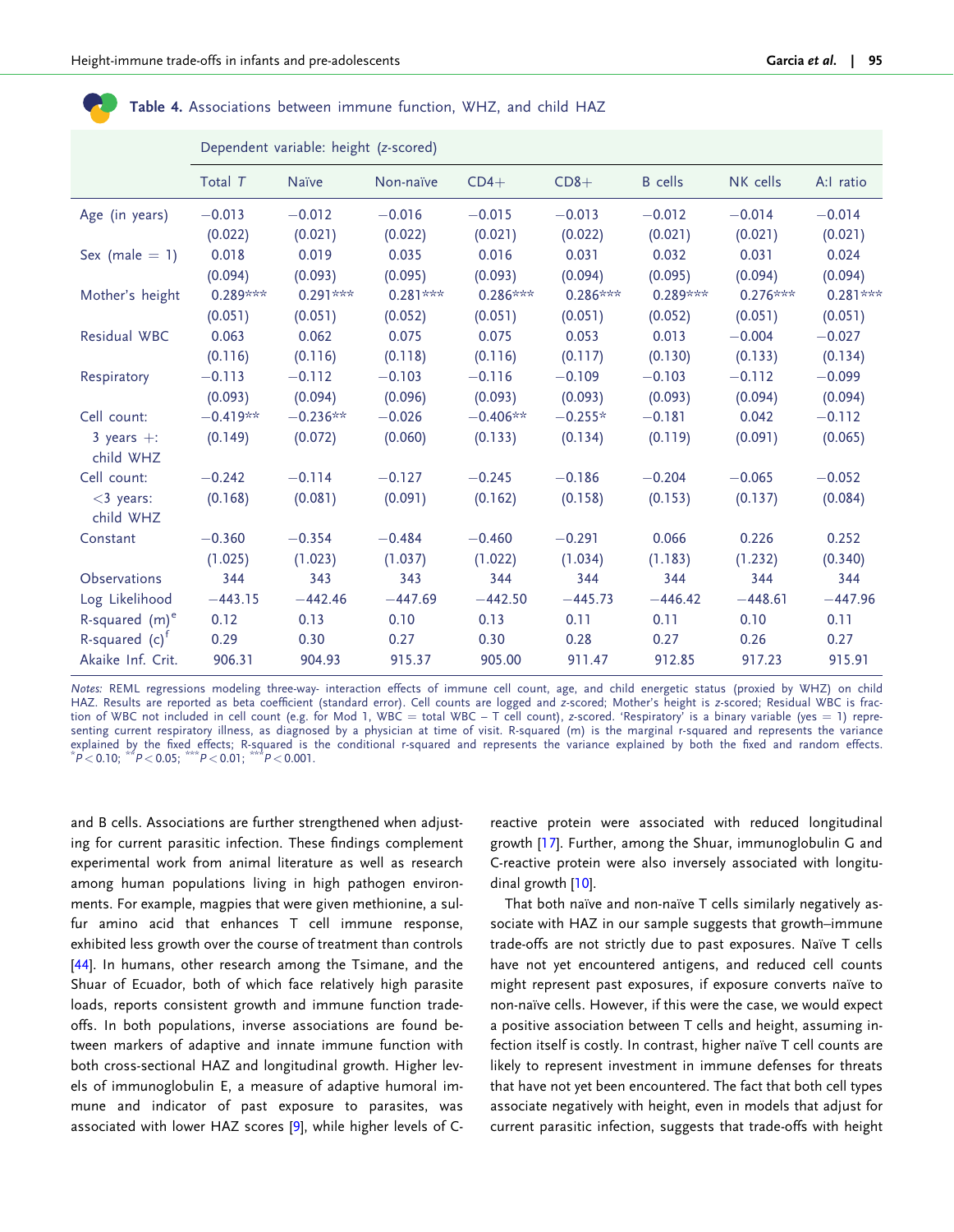**Table 4.** Associations between immune function, WHZ, and child HAZ

| | Dependent variable: height (z-scored) | | | | | | | |
|---|---|---|---|---|---|---|---|---|
| | Total *T* | Naïve | Non-naïve | CD4+ | CD8+ | B cells | NK cells | A:I ratio |
| Age (in years) | −0.013 | −0.012 | −0.016 | −0.015 | −0.013 | −0.012 | −0.014 | −0.014 |
| | (0.022) | (0.021) | (0.022) | (0.021) | (0.022) | (0.021) | (0.021) | (0.021) |
| Sex (male = 1) | 0.018 | 0.019 | 0.035 | 0.016 | 0.031 | 0.032 | 0.031 | 0.024 |
| | (0.094) | (0.093) | (0.095) | (0.093) | (0.094) | (0.095) | (0.094) | (0.094) |
| Mother's height | 0.289*** | 0.291*** | 0.281*** | 0.286*** | 0.286*** | 0.289*** | 0.276*** | 0.281*** |
| | (0.051) | (0.051) | (0.052) | (0.051) | (0.051) | (0.052) | (0.051) | (0.051) |
| Residual WBC | 0.063 | 0.062 | 0.075 | 0.075 | 0.053 | 0.013 | −0.004 | −0.027 |
| | (0.116) | (0.116) | (0.118) | (0.116) | (0.117) | (0.130) | (0.133) | (0.134) |
| Respiratory | −0.113 | −0.112 | −0.103 | −0.116 | −0.109 | −0.103 | −0.112 | −0.099 |
| | (0.093) | (0.094) | (0.096) | (0.093) | (0.093) | (0.093) | (0.094) | (0.094) |
| Cell count: 3 years +: child WHZ | −0.419** | −0.236** | −0.026 | −0.406** | −0.255* | −0.181 | 0.042 | −0.112 |
| | (0.149) | (0.072) | (0.060) | (0.133) | (0.134) | (0.119) | (0.091) | (0.065) |
| Cell count: <3 years: child WHZ | −0.242 | −0.114 | −0.127 | −0.245 | −0.186 | −0.204 | −0.065 | −0.052 |
| | (0.168) | (0.081) | (0.091) | (0.162) | (0.158) | (0.153) | (0.137) | (0.084) |
| Constant | −0.360 | −0.354 | −0.484 | −0.460 | −0.291 | 0.066 | 0.226 | 0.252 |
| | (1.025) | (1.023) | (1.037) | (1.022) | (1.034) | (1.183) | (1.232) | (0.340) |
| Observations | 344 | 343 | 343 | 344 | 344 | 344 | 344 | 344 |
| Log Likelihood | −443.15 | −442.46 | −447.69 | −442.50 | −445.73 | −446.42 | −448.61 | −447.96 |
| R-squared (m)[e] | 0.12 | 0.13 | 0.10 | 0.13 | 0.11 | 0.11 | 0.10 | 0.11 |
| R-squared (c)[f] | 0.29 | 0.30 | 0.27 | 0.30 | 0.28 | 0.27 | 0.26 | 0.27 |
| Akaike Inf. Crit. | 906.31 | 904.93 | 915.37 | 905.00 | 911.47 | 912.85 | 917.23 | 915.91 |

*Notes:* REML regressions modeling three-way- interaction effects of immune cell count, age, and child energetic status (proxied by WHZ) on child HAZ. Results are reported as beta coefficient (standard error). Cell counts are logged and z-scored; Mother's height is z-scored; Residual WBC is fraction of WBC not included in cell count (e.g. for Mod 1, WBC = total WBC – T cell count), z-scored. 'Respiratory' is a binary variable (yes = 1) representing current respiratory illness, as diagnosed by a physician at time of visit. R-squared (m) is the marginal r-squared and represents the variance explained by the fixed effects; R-squared is the conditional r-squared and represents the variance explained by both the fixed and random effects. *$P < 0.10$; **$P < 0.05$; ***$P < 0.01$; ***$P < 0.001$.

and B cells. Associations are further strengthened when adjusting for current parasitic infection. These findings complement experimental work from animal literature as well as research among human populations living in high pathogen environments. For example, magpies that were given methionine, a sulfur amino acid that enhances T cell immune response, exhibited less growth over the course of treatment than controls [44]. In humans, other research among the Tsimane, and the Shuar of Ecuador, both of which face relatively high parasite loads, report consistent growth and immune function trade-offs. In both populations, inverse associations are found between markers of adaptive and innate immune function with both cross-sectional HAZ and longitudinal growth. Higher levels of immunoglobulin E, a measure of adaptive humoral immune and indicator of past exposure to parasites, was associated with lower HAZ scores [9], while higher levels of C-reactive protein were associated with reduced longitudinal growth [17]. Further, among the Shuar, immunoglobulin G and C-reactive protein were also inversely associated with longitudinal growth [10].

That both naïve and non-naïve T cells similarly negatively associate with HAZ in our sample suggests that growth–immune trade-offs are not strictly due to past exposures. Naïve T cells have not yet encountered antigens, and reduced cell counts might represent past exposures, if exposure converts naïve to non-naïve cells. However, if this were the case, we would expect a positive association between T cells and height, assuming infection itself is costly. In contrast, higher naïve T cell counts are likely to represent investment in immune defenses for threats that have not yet been encountered. The fact that both cell types associate negatively with height, even in models that adjust for current parasitic infection, suggests that trade-offs with height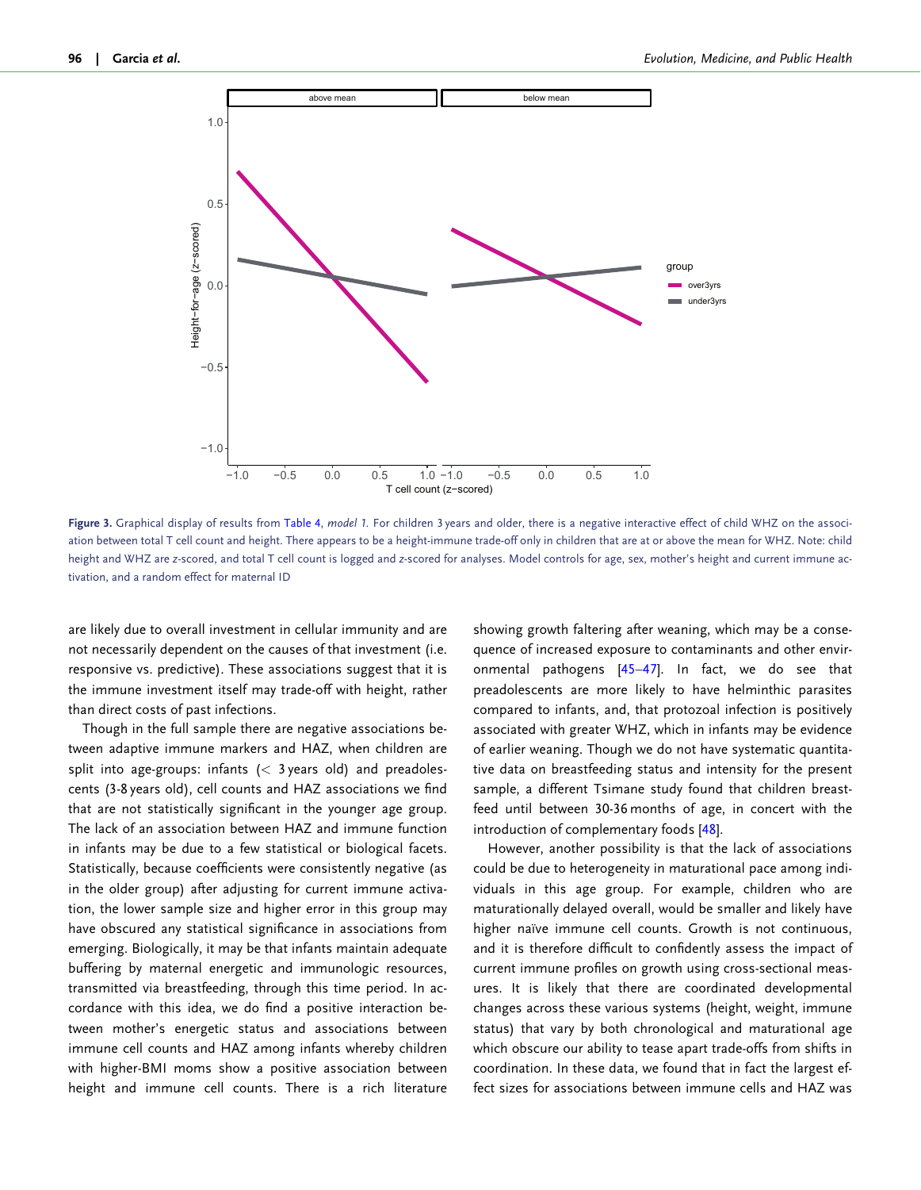above mean

below mean

1.0

0.5

0.0

−0.5

−1.0

Height−for−age (z−scored)

−1.0 −0.5 0.0 0.5 1.0 −1.0 −0.5 0.0 0.5 1.0

T cell count (z−scored)

group

over3yrs

under3yrs

**Figure 3.** Graphical display of results from Table 4, *model 1*. For children 3 years and older, there is a negative interactive effect of child WHZ on the association between total T cell count and height. There appears to be a height-immune trade-off only in children that are at or above the mean for WHZ. Note: child height and WHZ are *z*-scored, and total T cell count is logged and *z*-scored for analyses. Model controls for age, sex, mother's height and current immune activation, and a random effect for maternal ID

are likely due to overall investment in cellular immunity and are not necessarily dependent on the causes of that investment (i.e. responsive vs. predictive). These associations suggest that it is the immune investment itself may trade-off with height, rather than direct costs of past infections.

Though in the full sample there are negative associations between adaptive immune markers and HAZ, when children are split into age-groups: infants (< 3 years old) and preadolescents (3-8 years old), cell counts and HAZ associations we find that are not statistically significant in the younger age group. The lack of an association between HAZ and immune function in infants may be due to a few statistical or biological facets. Statistically, because coefficients were consistently negative (as in the older group) after adjusting for current immune activation, the lower sample size and higher error in this group may have obscured any statistical significance in associations from emerging. Biologically, it may be that infants maintain adequate buffering by maternal energetic and immunologic resources, transmitted via breastfeeding, through this time period. In accordance with this idea, we do find a positive interaction between mother's energetic status and associations between immune cell counts and HAZ among infants whereby children with higher-BMI moms show a positive association between height and immune cell counts. There is a rich literature showing growth faltering after weaning, which may be a consequence of increased exposure to contaminants and other environmental pathogens [45–47]. In fact, we do see that preadolescents are more likely to have helminthic parasites compared to infants, and, that protozoal infection is positively associated with greater WHZ, which in infants may be evidence of earlier weaning. Though we do not have systematic quantitative data on breastfeeding status and intensity for the present sample, a different Tsimane study found that children breastfeed until between 30-36 months of age, in concert with the introduction of complementary foods [48].

However, another possibility is that the lack of associations could be due to heterogeneity in maturational pace among individuals in this age group. For example, children who are maturationally delayed overall, would be smaller and likely have higher naïve immune cell counts. Growth is not continuous, and it is therefore difficult to confidently assess the impact of current immune profiles on growth using cross-sectional measures. It is likely that there are coordinated developmental changes across these various systems (height, weight, immune status) that vary by both chronological and maturational age which obscure our ability to tease apart trade-offs from shifts in coordination. In these data, we found that in fact the largest effect sizes for associations between immune cells and HAZ was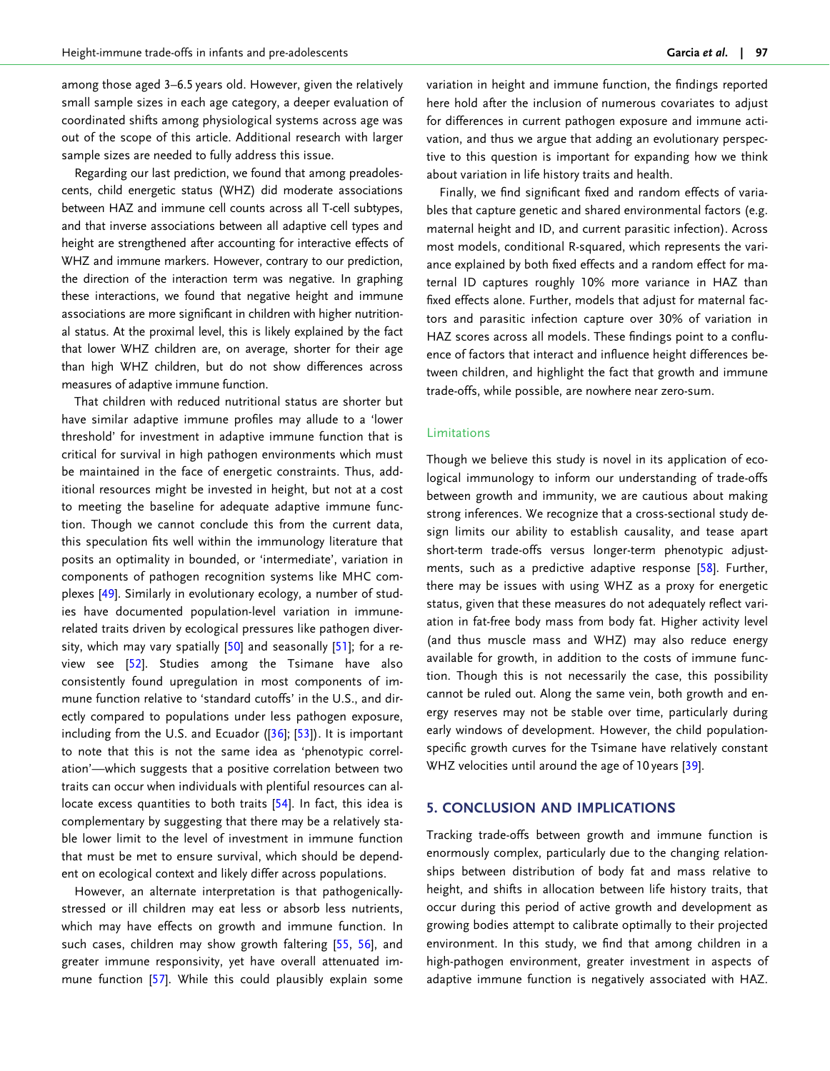among those aged 3–6.5 years old. However, given the relatively small sample sizes in each age category, a deeper evaluation of coordinated shifts among physiological systems across age was out of the scope of this article. Additional research with larger sample sizes are needed to fully address this issue.

Regarding our last prediction, we found that among preadolescents, child energetic status (WHZ) did moderate associations between HAZ and immune cell counts across all T-cell subtypes, and that inverse associations between all adaptive cell types and height are strengthened after accounting for interactive effects of WHZ and immune markers. However, contrary to our prediction, the direction of the interaction term was negative. In graphing these interactions, we found that negative height and immune associations are more significant in children with higher nutritional status. At the proximal level, this is likely explained by the fact that lower WHZ children are, on average, shorter for their age than high WHZ children, but do not show differences across measures of adaptive immune function.

That children with reduced nutritional status are shorter but have similar adaptive immune profiles may allude to a 'lower threshold' for investment in adaptive immune function that is critical for survival in high pathogen environments which must be maintained in the face of energetic constraints. Thus, additional resources might be invested in height, but not at a cost to meeting the baseline for adequate adaptive immune function. Though we cannot conclude this from the current data, this speculation fits well within the immunology literature that posits an optimality in bounded, or 'intermediate', variation in components of pathogen recognition systems like MHC complexes [49]. Similarly in evolutionary ecology, a number of studies have documented population-level variation in immune-related traits driven by ecological pressures like pathogen diversity, which may vary spatially [50] and seasonally [51]; for a review see [52]. Studies among the Tsimane have also consistently found upregulation in most components of immune function relative to 'standard cutoffs' in the U.S., and directly compared to populations under less pathogen exposure, including from the U.S. and Ecuador ([36]; [53]). It is important to note that this is not the same idea as 'phenotypic correlation'—which suggests that a positive correlation between two traits can occur when individuals with plentiful resources can allocate excess quantities to both traits [54]. In fact, this idea is complementary by suggesting that there may be a relatively stable lower limit to the level of investment in immune function that must be met to ensure survival, which should be dependent on ecological context and likely differ across populations.

However, an alternate interpretation is that pathogenically-stressed or ill children may eat less or absorb less nutrients, which may have effects on growth and immune function. In such cases, children may show growth faltering [55, 56], and greater immune responsivity, yet have overall attenuated immune function [57]. While this could plausibly explain some variation in height and immune function, the findings reported here hold after the inclusion of numerous covariates to adjust for differences in current pathogen exposure and immune activation, and thus we argue that adding an evolutionary perspective to this question is important for expanding how we think about variation in life history traits and health.

Finally, we find significant fixed and random effects of variables that capture genetic and shared environmental factors (e.g. maternal height and ID, and current parasitic infection). Across most models, conditional R-squared, which represents the variance explained by both fixed effects and a random effect for maternal ID captures roughly 10% more variance in HAZ than fixed effects alone. Further, models that adjust for maternal factors and parasitic infection capture over 30% of variation in HAZ scores across all models. These findings point to a confluence of factors that interact and influence height differences between children, and highlight the fact that growth and immune trade-offs, while possible, are nowhere near zero-sum.

### Limitations

Though we believe this study is novel in its application of ecological immunology to inform our understanding of trade-offs between growth and immunity, we are cautious about making strong inferences. We recognize that a cross-sectional study design limits our ability to establish causality, and tease apart short-term trade-offs versus longer-term phenotypic adjustments, such as a predictive adaptive response [58]. Further, there may be issues with using WHZ as a proxy for energetic status, given that these measures do not adequately reflect variation in fat-free body mass from body fat. Higher activity level (and thus muscle mass and WHZ) may also reduce energy available for growth, in addition to the costs of immune function. Though this is not necessarily the case, this possibility cannot be ruled out. Along the same vein, both growth and energy reserves may not be stable over time, particularly during early windows of development. However, the child population-specific growth curves for the Tsimane have relatively constant WHZ velocities until around the age of 10 years [39].

## 5. CONCLUSION AND IMPLICATIONS

Tracking trade-offs between growth and immune function is enormously complex, particularly due to the changing relationships between distribution of body fat and mass relative to height, and shifts in allocation between life history traits, that occur during this period of active growth and development as growing bodies attempt to calibrate optimally to their projected environment. In this study, we find that among children in a high-pathogen environment, greater investment in aspects of adaptive immune function is negatively associated with HAZ.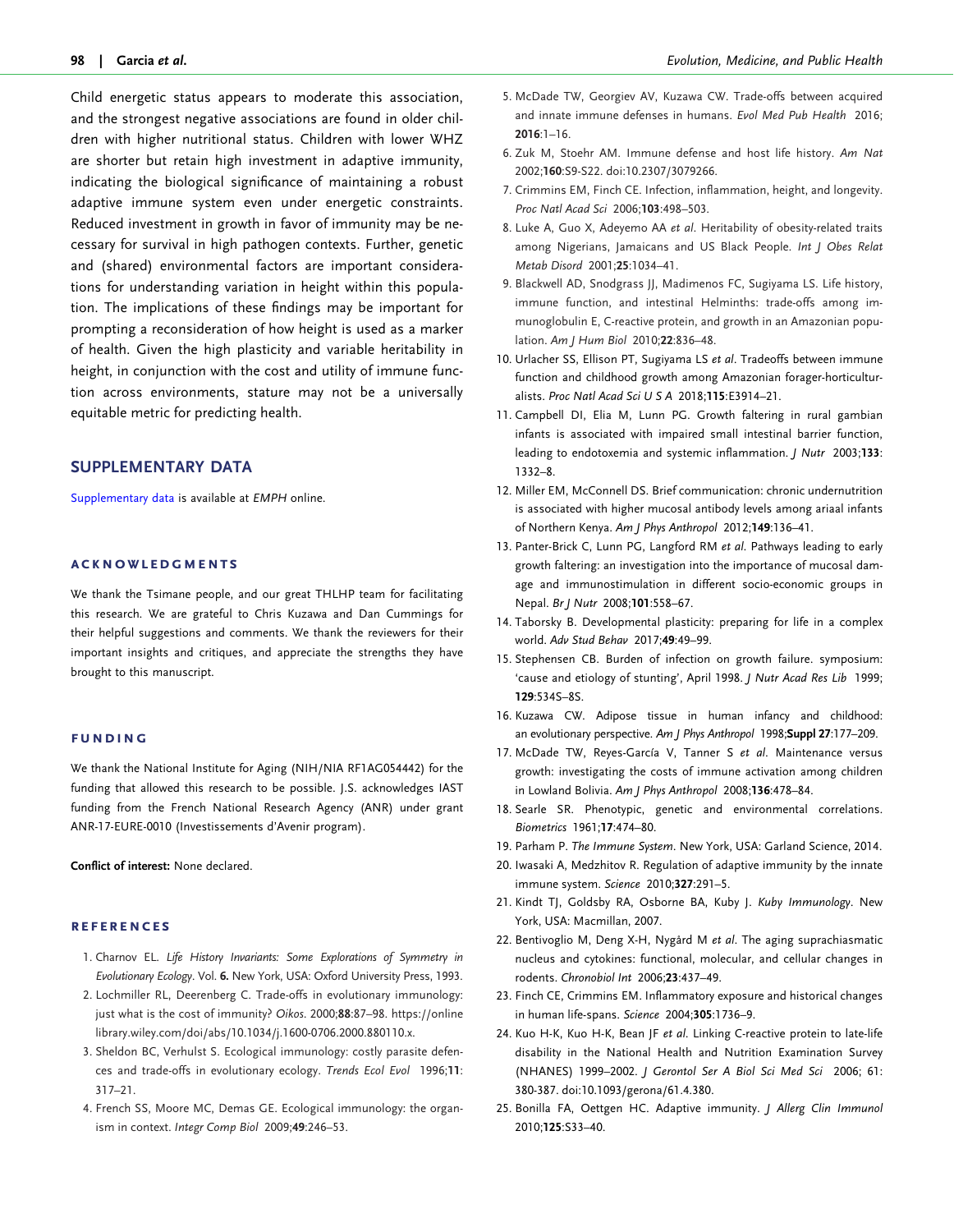Child energetic status appears to moderate this association, and the strongest negative associations are found in older children with higher nutritional status. Children with lower WHZ are shorter but retain high investment in adaptive immunity, indicating the biological significance of maintaining a robust adaptive immune system even under energetic constraints. Reduced investment in growth in favor of immunity may be necessary for survival in high pathogen contexts. Further, genetic and (shared) environmental factors are important considerations for understanding variation in height within this population. The implications of these findings may be important for prompting a reconsideration of how height is used as a marker of health. Given the high plasticity and variable heritability in height, in conjunction with the cost and utility of immune function across environments, stature may not be a universally equitable metric for predicting health.

## SUPPLEMENTARY DATA

Supplementary data is available at *EMPH* online.

## ACKNOWLEDGMENTS

We thank the Tsimane people, and our great THLHP team for facilitating this research. We are grateful to Chris Kuzawa and Dan Cummings for their helpful suggestions and comments. We thank the reviewers for their important insights and critiques, and appreciate the strengths they have brought to this manuscript.

## FUNDING

We thank the National Institute for Aging (NIH/NIA RF1AG054442) for the funding that allowed this research to be possible. J.S. acknowledges IAST funding from the French National Research Agency (ANR) under grant ANR-17-EURE-0010 (Investissements d'Avenir program).

**Conflict of interest:** None declared.

## REFERENCES

1. Charnov EL. *Life History Invariants: Some Explorations of Symmetry in Evolutionary Ecology*. Vol. **6.** New York, USA: Oxford University Press, 1993.
2. Lochmiller RL, Deerenberg C. Trade-offs in evolutionary immunology: just what is the cost of immunity? *Oikos*. 2000;**88**:87–98. https://onlinelibrary.wiley.com/doi/abs/10.1034/j.1600-0706.2000.880110.x.
3. Sheldon BC, Verhulst S. Ecological immunology: costly parasite defences and trade-offs in evolutionary ecology. *Trends Ecol Evol* 1996;**11**: 317–21.
4. French SS, Moore MC, Demas GE. Ecological immunology: the organism in context. *Integr Comp Biol* 2009;**49**:246–53.
5. McDade TW, Georgiev AV, Kuzawa CW. Trade-offs between acquired and innate immune defenses in humans. *Evol Med Pub Health* 2016; **2016**:1–16.
6. Zuk M, Stoehr AM. Immune defense and host life history. *Am Nat* 2002;**160**:S9-S22. doi:10.2307/3079266.
7. Crimmins EM, Finch CE. Infection, inflammation, height, and longevity. *Proc Natl Acad Sci* 2006;**103**:498–503.
8. Luke A, Guo X, Adeyemo AA *et al*. Heritability of obesity-related traits among Nigerians, Jamaicans and US Black People. *Int J Obes Relat Metab Disord* 2001;**25**:1034–41.
9. Blackwell AD, Snodgrass JJ, Madimenos FC, Sugiyama LS. Life history, immune function, and intestinal Helminths: trade-offs among immunoglobulin E, C-reactive protein, and growth in an Amazonian population. *Am J Hum Biol* 2010;**22**:836–48.
10. Urlacher SS, Ellison PT, Sugiyama LS *et al*. Tradeoffs between immune function and childhood growth among Amazonian forager-horticulturalists. *Proc Natl Acad Sci U S A* 2018;**115**:E3914–21.
11. Campbell DI, Elia M, Lunn PG. Growth faltering in rural gambian infants is associated with impaired small intestinal barrier function, leading to endotoxemia and systemic inflammation. *J Nutr* 2003;**133**: 1332–8.
12. Miller EM, McConnell DS. Brief communication: chronic undernutrition is associated with higher mucosal antibody levels among ariaal infants of Northern Kenya. *Am J Phys Anthropol* 2012;**149**:136–41.
13. Panter-Brick C, Lunn PG, Langford RM *et al*. Pathways leading to early growth faltering: an investigation into the importance of mucosal damage and immunostimulation in different socio-economic groups in Nepal. *Br J Nutr* 2008;**101**:558–67.
14. Taborsky B. Developmental plasticity: preparing for life in a complex world. *Adv Stud Behav* 2017;**49**:49–99.
15. Stephensen CB. Burden of infection on growth failure. symposium: 'cause and etiology of stunting', April 1998. *J Nutr Acad Res Lib* 1999; **129**:534S–8S.
16. Kuzawa CW. Adipose tissue in human infancy and childhood: an evolutionary perspective. *Am J Phys Anthropol* 1998;**Suppl 27**:177–209.
17. McDade TW, Reyes-García V, Tanner S *et al*. Maintenance versus growth: investigating the costs of immune activation among children in Lowland Bolivia. *Am J Phys Anthropol* 2008;**136**:478–84.
18. Searle SR. Phenotypic, genetic and environmental correlations. *Biometrics* 1961;**17**:474–80.
19. Parham P. *The Immune System*. New York, USA: Garland Science, 2014.
20. Iwasaki A, Medzhitov R. Regulation of adaptive immunity by the innate immune system. *Science* 2010;**327**:291–5.
21. Kindt TJ, Goldsby RA, Osborne BA, Kuby J. *Kuby Immunology*. New York, USA: Macmillan, 2007.
22. Bentivoglio M, Deng X-H, Nygård M *et al*. The aging suprachiasmatic nucleus and cytokines: functional, molecular, and cellular changes in rodents. *Chronobiol Int* 2006;**23**:437–49.
23. Finch CE, Crimmins EM. Inflammatory exposure and historical changes in human life-spans. *Science* 2004;**305**:1736–9.
24. Kuo H-K, Kuo H-K, Bean JF *et al*. Linking C-reactive protein to late-life disability in the National Health and Nutrition Examination Survey (NHANES) 1999–2002. *J Gerontol Ser A Biol Sci Med Sci* 2006; 61: 380-387. doi:10.1093/gerona/61.4.380.
25. Bonilla FA, Oettgen HC. Adaptive immunity. *J Allerg Clin Immunol* 2010;**125**:S33–40.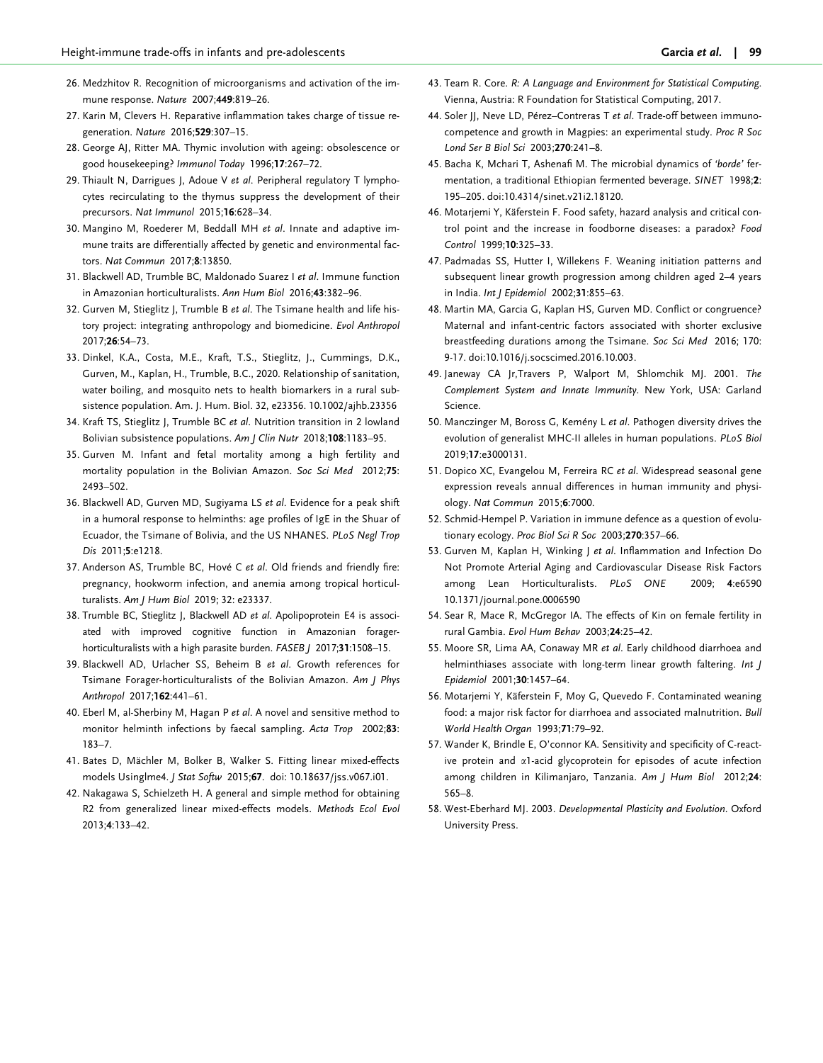26. Medzhitov R. Recognition of microorganisms and activation of the immune response. *Nature* 2007;**449**:819–26.
27. Karin M, Clevers H. Reparative inflammation takes charge of tissue regeneration. *Nature* 2016;**529**:307–15.
28. George AJ, Ritter MA. Thymic involution with ageing: obsolescence or good housekeeping? *Immunol Today* 1996;**17**:267–72.
29. Thiault N, Darrigues J, Adoue V *et al*. Peripheral regulatory T lymphocytes recirculating to the thymus suppress the development of their precursors. *Nat Immunol* 2015;**16**:628–34.
30. Mangino M, Roederer M, Beddall MH *et al*. Innate and adaptive immune traits are differentially affected by genetic and environmental factors. *Nat Commun* 2017;**8**:13850.
31. Blackwell AD, Trumble BC, Maldonado Suarez I *et al*. Immune function in Amazonian horticulturalists. *Ann Hum Biol* 2016;**43**:382–96.
32. Gurven M, Stieglitz J, Trumble B *et al*. The Tsimane health and life history project: integrating anthropology and biomedicine. *Evol Anthropol* 2017;**26**:54–73.
33. Dinkel, K.A., Costa, M.E., Kraft, T.S., Stieglitz, J., Cummings, D.K., Gurven, M., Kaplan, H., Trumble, B.C., 2020. Relationship of sanitation, water boiling, and mosquito nets to health biomarkers in a rural subsistence population. Am. J. Hum. Biol. 32, e23356. 10.1002/ajhb.23356
34. Kraft TS, Stieglitz J, Trumble BC *et al*. Nutrition transition in 2 lowland Bolivian subsistence populations. *Am J Clin Nutr* 2018;**108**:1183–95.
35. Gurven M. Infant and fetal mortality among a high fertility and mortality population in the Bolivian Amazon. *Soc Sci Med* 2012;**75**: 2493–502.
36. Blackwell AD, Gurven MD, Sugiyama LS *et al*. Evidence for a peak shift in a humoral response to helminths: age profiles of IgE in the Shuar of Ecuador, the Tsimane of Bolivia, and the US NHANES. *PLoS Negl Trop Dis* 2011;**5**:e1218.
37. Anderson AS, Trumble BC, Hové C *et al*. Old friends and friendly fire: pregnancy, hookworm infection, and anemia among tropical horticulturalists. *Am J Hum Biol* 2019; 32: e23337.
38. Trumble BC, Stieglitz J, Blackwell AD *et al*. Apolipoprotein E4 is associated with improved cognitive function in Amazonian forager-horticulturalists with a high parasite burden. *FASEB J* 2017;**31**:1508–15.
39. Blackwell AD, Urlacher SS, Beheim B *et al*. Growth references for Tsimane Forager-horticulturalists of the Bolivian Amazon. *Am J Phys Anthropol* 2017;**162**:441–61.
40. Eberl M, al-Sherbiny M, Hagan P *et al*. A novel and sensitive method to monitor helminth infections by faecal sampling. *Acta Trop* 2002;**83**: 183–7.
41. Bates D, Mächler M, Bolker B, Walker S. Fitting linear mixed-effects models Usinglme4. *J Stat Softw* 2015;**67**. doi: 10.18637/jss.v067.i01.
42. Nakagawa S, Schielzeth H. A general and simple method for obtaining R2 from generalized linear mixed-effects models. *Methods Ecol Evol* 2013;**4**:133–42.
43. Team R. Core. *R: A Language and Environment for Statistical Computing*. Vienna, Austria: R Foundation for Statistical Computing, 2017.
44. Soler JJ, Neve LD, Pérez–Contreras T *et al*. Trade-off between immunocompetence and growth in Magpies: an experimental study. *Proc R Soc Lond Ser B Biol Sci* 2003;**270**:241–8.
45. Bacha K, Mchari T, Ashenafi M. The microbial dynamics of *'borde'* fermentation, a traditional Ethiopian fermented beverage. *SINET* 1998;**2**: 195–205. doi:10.4314/sinet.v21i2.18120.
46. Motarjemi Y, Käferstein F. Food safety, hazard analysis and critical control point and the increase in foodborne diseases: a paradox? *Food Control* 1999;**10**:325–33.
47. Padmadas SS, Hutter I, Willekens F. Weaning initiation patterns and subsequent linear growth progression among children aged 2–4 years in India. *Int J Epidemiol* 2002;**31**:855–63.
48. Martin MA, Garcia G, Kaplan HS, Gurven MD. Conflict or congruence? Maternal and infant-centric factors associated with shorter exclusive breastfeeding durations among the Tsimane. *Soc Sci Med* 2016; 170: 9-17. doi:10.1016/j.socscimed.2016.10.003.
49. Janeway CA Jr,Travers P, Walport M, Shlomchik MJ. 2001. *The Complement System and Innate Immunity*. New York, USA: Garland Science.
50. Manczinger M, Boross G, Kemény L *et al*. Pathogen diversity drives the evolution of generalist MHC-II alleles in human populations. *PLoS Biol* 2019;**17**:e3000131.
51. Dopico XC, Evangelou M, Ferreira RC *et al*. Widespread seasonal gene expression reveals annual differences in human immunity and physiology. *Nat Commun* 2015;**6**:7000.
52. Schmid-Hempel P. Variation in immune defence as a question of evolutionary ecology. *Proc Biol Sci R Soc* 2003;**270**:357–66.
53. Gurven M, Kaplan H, Winking J *et al*. Inflammation and Infection Do Not Promote Arterial Aging and Cardiovascular Disease Risk Factors among Lean Horticulturalists. *PLoS ONE* 2009; **4**:e6590 10.1371/journal.pone.0006590
54. Sear R, Mace R, McGregor IA. The effects of Kin on female fertility in rural Gambia. *Evol Hum Behav* 2003;**24**:25–42.
55. Moore SR, Lima AA, Conaway MR *et al*. Early childhood diarrhoea and helminthiases associate with long-term linear growth faltering. *Int J Epidemiol* 2001;**30**:1457–64.
56. Motarjemi Y, Käferstein F, Moy G, Quevedo F. Contaminated weaning food: a major risk factor for diarrhoea and associated malnutrition. *Bull World Health Organ* 1993;**71**:79–92.
57. Wander K, Brindle E, O'connor KA. Sensitivity and specificity of C-reactive protein and α1-acid glycoprotein for episodes of acute infection among children in Kilimanjaro, Tanzania. *Am J Hum Biol* 2012;**24**: 565–8.
58. West-Eberhard MJ. 2003. *Developmental Plasticity and Evolution*. Oxford University Press.